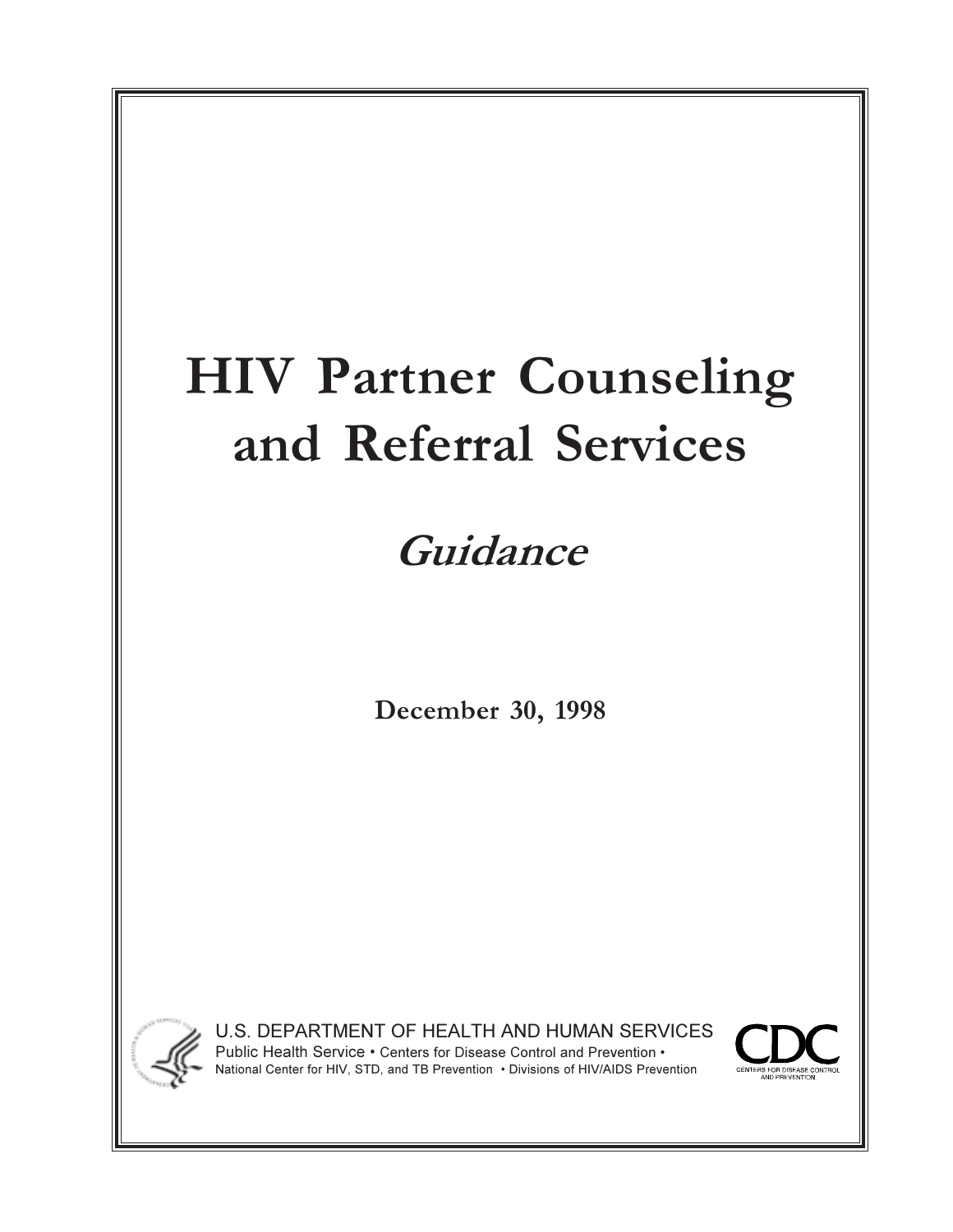# HIV Partner Counseling and Referral Services

## *Guidance*

**December 30, 1998**

U.S. DEPARTMENT OF HEALTH AND HUMAN SERVICES
Public Health Service • Centers for Disease Control and Prevention •
National Center for HIV, STD, and TB Prevention • Divisions of HIV/AIDS Prevention

CDC
CENTERS FOR DISEASE CONTROL AND PREVENTION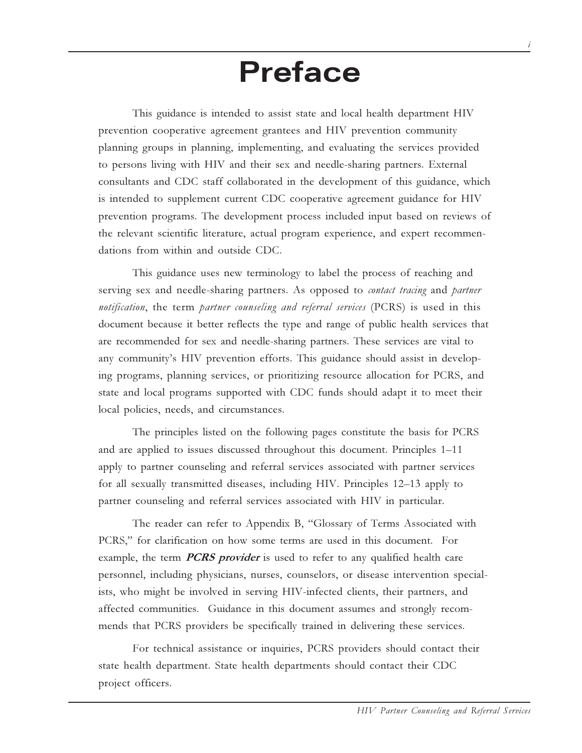# Preface

This guidance is intended to assist state and local health department HIV prevention cooperative agreement grantees and HIV prevention community planning groups in planning, implementing, and evaluating the services provided to persons living with HIV and their sex and needle-sharing partners. External consultants and CDC staff collaborated in the development of this guidance, which is intended to supplement current CDC cooperative agreement guidance for HIV prevention programs. The development process included input based on reviews of the relevant scientific literature, actual program experience, and expert recommendations from within and outside CDC.

This guidance uses new terminology to label the process of reaching and serving sex and needle-sharing partners. As opposed to *contact tracing* and *partner notification*, the term *partner counseling and referral services* (PCRS) is used in this document because it better reflects the type and range of public health services that are recommended for sex and needle-sharing partners. These services are vital to any community's HIV prevention efforts. This guidance should assist in developing programs, planning services, or prioritizing resource allocation for PCRS, and state and local programs supported with CDC funds should adapt it to meet their local policies, needs, and circumstances.

The principles listed on the following pages constitute the basis for PCRS and are applied to issues discussed throughout this document. Principles 1–11 apply to partner counseling and referral services associated with partner services for all sexually transmitted diseases, including HIV. Principles 12–13 apply to partner counseling and referral services associated with HIV in particular.

The reader can refer to Appendix B, "Glossary of Terms Associated with PCRS," for clarification on how some terms are used in this document. For example, the term ***PCRS provider*** is used to refer to any qualified health care personnel, including physicians, nurses, counselors, or disease intervention specialists, who might be involved in serving HIV-infected clients, their partners, and affected communities. Guidance in this document assumes and strongly recommends that PCRS providers be specifically trained in delivering these services.

For technical assistance or inquiries, PCRS providers should contact their state health department. State health departments should contact their CDC project officers.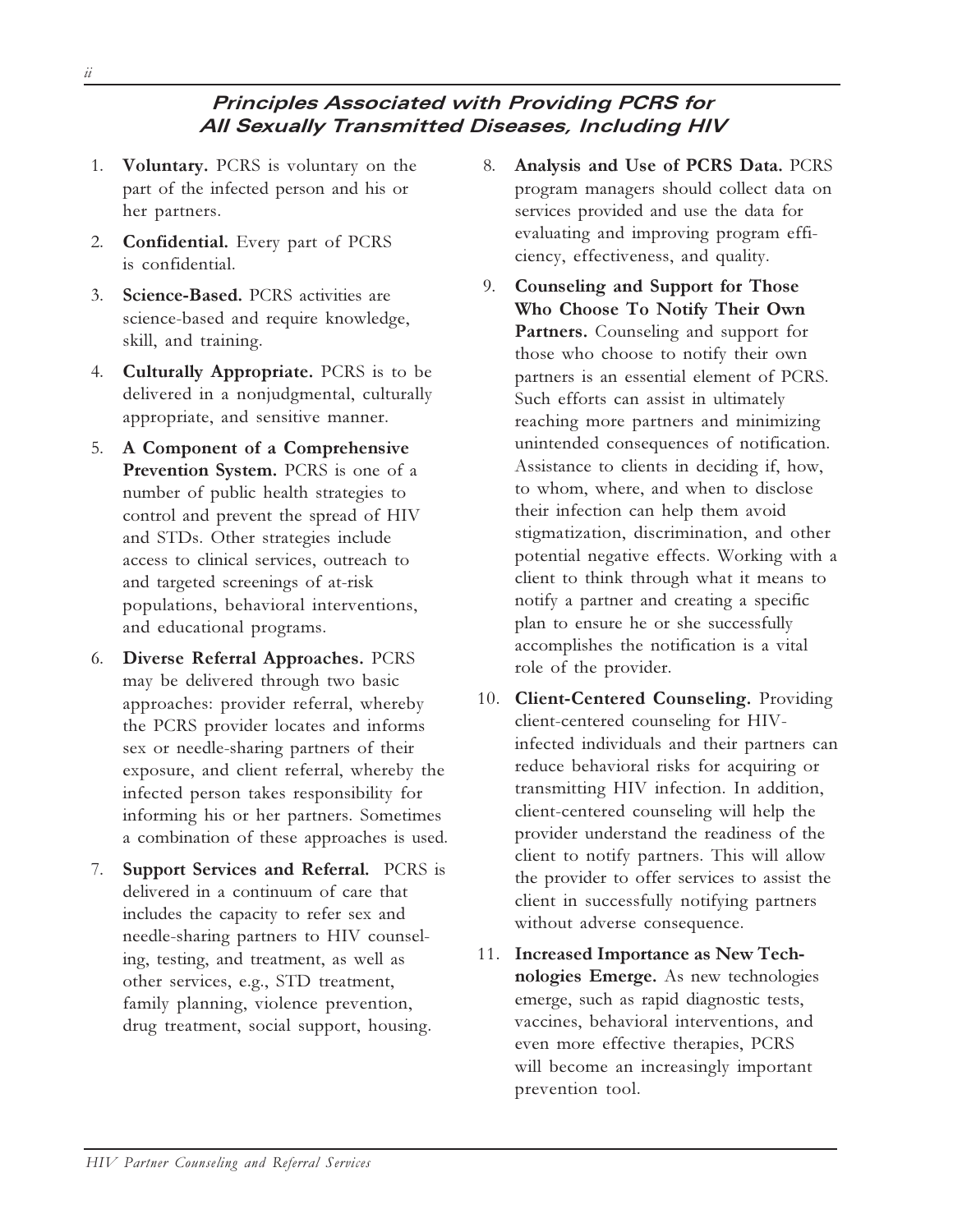## Principles Associated with Providing PCRS for All Sexually Transmitted Diseases, Including HIV

1. **Voluntary.** PCRS is voluntary on the part of the infected person and his or her partners.
2. **Confidential.** Every part of PCRS is confidential.
3. **Science-Based.** PCRS activities are science-based and require knowledge, skill, and training.
4. **Culturally Appropriate.** PCRS is to be delivered in a nonjudgmental, culturally appropriate, and sensitive manner.
5. **A Component of a Comprehensive Prevention System.** PCRS is one of a number of public health strategies to control and prevent the spread of HIV and STDs. Other strategies include access to clinical services, outreach to and targeted screenings of at-risk populations, behavioral interventions, and educational programs.
6. **Diverse Referral Approaches.** PCRS may be delivered through two basic approaches: provider referral, whereby the PCRS provider locates and informs sex or needle-sharing partners of their exposure, and client referral, whereby the infected person takes responsibility for informing his or her partners. Sometimes a combination of these approaches is used.
7. **Support Services and Referral.** PCRS is delivered in a continuum of care that includes the capacity to refer sex and needle-sharing partners to HIV counseling, testing, and treatment, as well as other services, e.g., STD treatment, family planning, violence prevention, drug treatment, social support, housing.
8. **Analysis and Use of PCRS Data.** PCRS program managers should collect data on services provided and use the data for evaluating and improving program efficiency, effectiveness, and quality.
9. **Counseling and Support for Those Who Choose To Notify Their Own Partners.** Counseling and support for those who choose to notify their own partners is an essential element of PCRS. Such efforts can assist in ultimately reaching more partners and minimizing unintended consequences of notification. Assistance to clients in deciding if, how, to whom, where, and when to disclose their infection can help them avoid stigmatization, discrimination, and other potential negative effects. Working with a client to think through what it means to notify a partner and creating a specific plan to ensure he or she successfully accomplishes the notification is a vital role of the provider.
10. **Client-Centered Counseling.** Providing client-centered counseling for HIV-infected individuals and their partners can reduce behavioral risks for acquiring or transmitting HIV infection. In addition, client-centered counseling will help the provider understand the readiness of the client to notify partners. This will allow the provider to offer services to assist the client in successfully notifying partners without adverse consequence.
11. **Increased Importance as New Technologies Emerge.** As new technologies emerge, such as rapid diagnostic tests, vaccines, behavioral interventions, and even more effective therapies, PCRS will become an increasingly important prevention tool.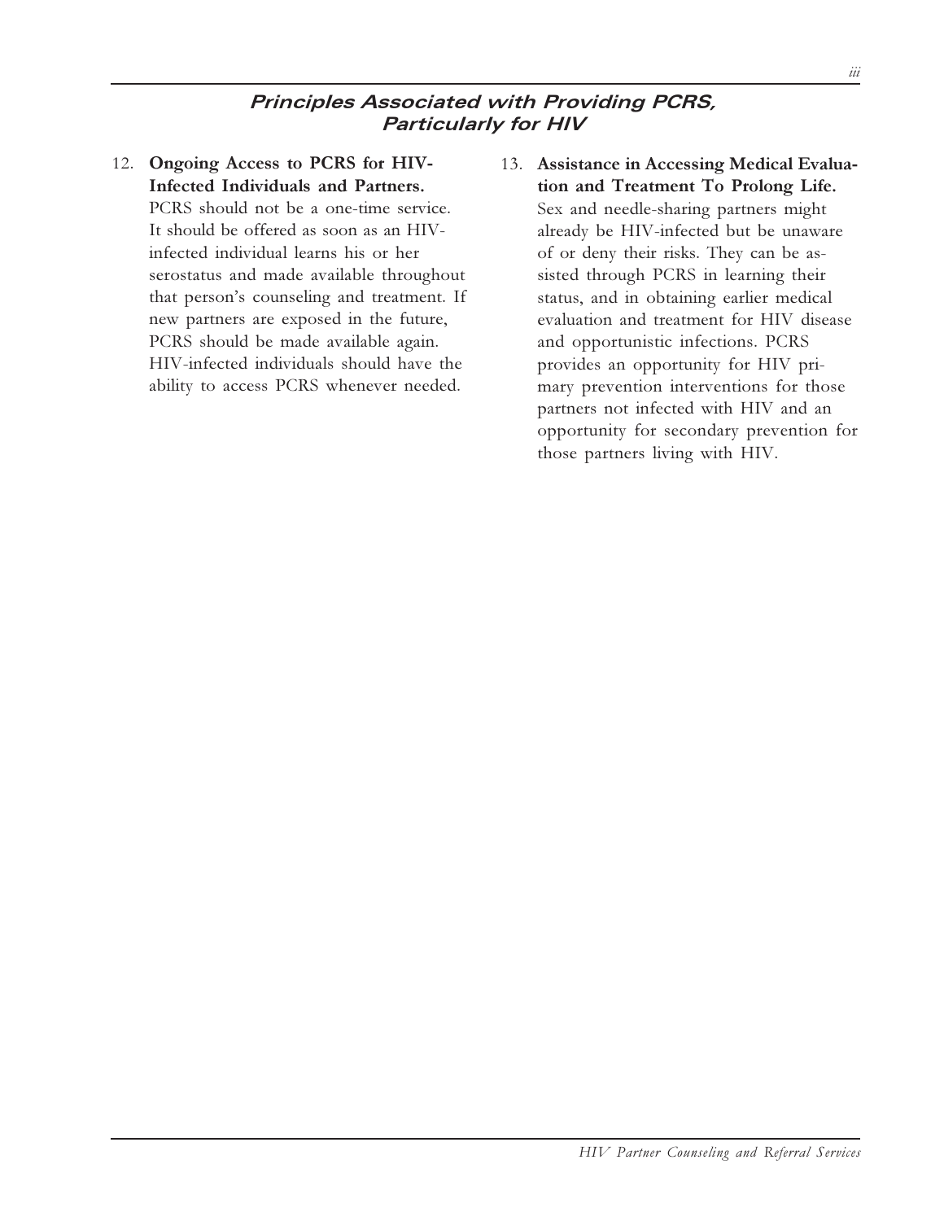## Principles Associated with Providing PCRS, Particularly for HIV

12. **Ongoing Access to PCRS for HIV-Infected Individuals and Partners.** PCRS should not be a one-time service. It should be offered as soon as an HIV-infected individual learns his or her serostatus and made available throughout that person's counseling and treatment. If new partners are exposed in the future, PCRS should be made available again. HIV-infected individuals should have the ability to access PCRS whenever needed.

13. **Assistance in Accessing Medical Evaluation and Treatment To Prolong Life.** Sex and needle-sharing partners might already be HIV-infected but be unaware of or deny their risks. They can be assisted through PCRS in learning their status, and in obtaining earlier medical evaluation and treatment for HIV disease and opportunistic infections. PCRS provides an opportunity for HIV primary prevention interventions for those partners not infected with HIV and an opportunity for secondary prevention for those partners living with HIV.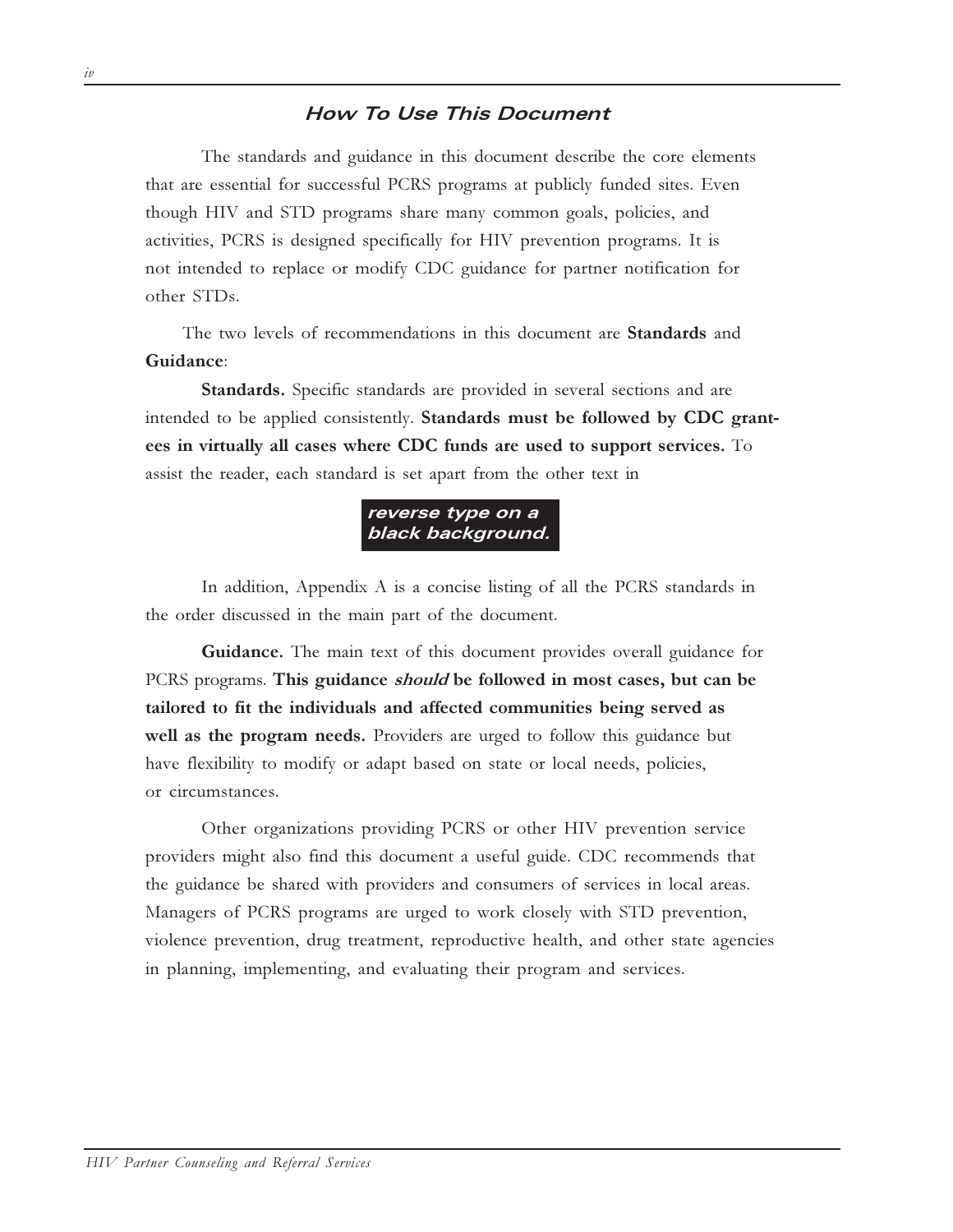## *How To Use This Document*

The standards and guidance in this document describe the core elements that are essential for successful PCRS programs at publicly funded sites. Even though HIV and STD programs share many common goals, policies, and activities, PCRS is designed specifically for HIV prevention programs. It is not intended to replace or modify CDC guidance for partner notification for other STDs.

The two levels of recommendations in this document are **Standards** and **Guidance**:

**Standards.** Specific standards are provided in several sections and are intended to be applied consistently. **Standards must be followed by CDC grantees in virtually all cases where CDC funds are used to support services.** To assist the reader, each standard is set apart from the other text in

***reverse type on a black background.***

In addition, Appendix A is a concise listing of all the PCRS standards in the order discussed in the main part of the document.

**Guidance.** The main text of this document provides overall guidance for PCRS programs. **This guidance *should* be followed in most cases, but can be tailored to fit the individuals and affected communities being served as well as the program needs.** Providers are urged to follow this guidance but have flexibility to modify or adapt based on state or local needs, policies, or circumstances.

Other organizations providing PCRS or other HIV prevention service providers might also find this document a useful guide. CDC recommends that the guidance be shared with providers and consumers of services in local areas. Managers of PCRS programs are urged to work closely with STD prevention, violence prevention, drug treatment, reproductive health, and other state agencies in planning, implementing, and evaluating their program and services.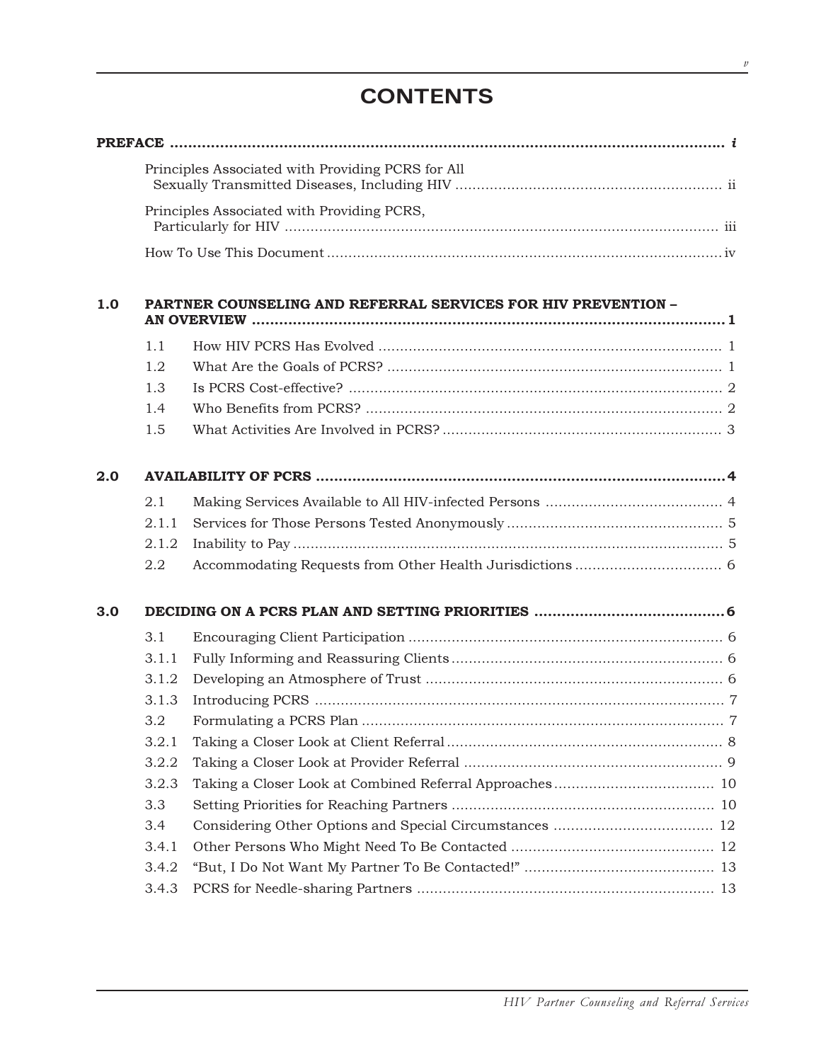# CONTENTS

**PREFACE** ............................................................................................................... *i*

Principles Associated with Providing PCRS for All Sexually Transmitted Diseases, Including HIV ............................................................. ii

Principles Associated with Providing PCRS, Particularly for HIV ..................................................................................... iii

How To Use This Document ........................................................................................... iv

**1.0 PARTNER COUNSELING AND REFERRAL SERVICES FOR HIV PREVENTION – AN OVERVIEW** ......................................................................................... **1**

1.1 How HIV PCRS Has Evolved ................................................................................ 1

1.2 What Are the Goals of PCRS? .............................................................................. 1

1.3 Is PCRS Cost-effective? ....................................................................................... 2

1.4 Who Benefits from PCRS? ................................................................................... 2

1.5 What Activities Are Involved in PCRS? ................................................................. 3

**2.0 AVAILABILITY OF PCRS** .......................................................................................... **4**

2.1 Making Services Available to All HIV-infected Persons ......................................... 4

2.1.1 Services for Those Persons Tested Anonymously .................................................. 5

2.1.2 Inability to Pay .................................................................................................... 5

2.2 Accommodating Requests from Other Health Jurisdictions .................................. 6

**3.0 DECIDING ON A PCRS PLAN AND SETTING PRIORITIES** .......................................... **6**

3.1 Encouraging Client Participation ......................................................................... 6

3.1.1 Fully Informing and Reassuring Clients ............................................................... 6

3.1.2 Developing an Atmosphere of Trust ..................................................................... 6

3.1.3 Introducing PCRS ................................................................................................ 7

3.2 Formulating a PCRS Plan ..................................................................................... 7

3.2.1 Taking a Closer Look at Client Referral ................................................................ 8

3.2.2 Taking a Closer Look at Provider Referral ............................................................ 9

3.2.3 Taking a Closer Look at Combined Referral Approaches ..................................... 10

3.3 Setting Priorities for Reaching Partners ............................................................. 10

3.4 Considering Other Options and Special Circumstances ..................................... 12

3.4.1 Other Persons Who Might Need To Be Contacted ............................................... 12

3.4.2 "But, I Do Not Want My Partner To Be Contacted!" ............................................ 13

3.4.3 PCRS for Needle-sharing Partners ..................................................................... 13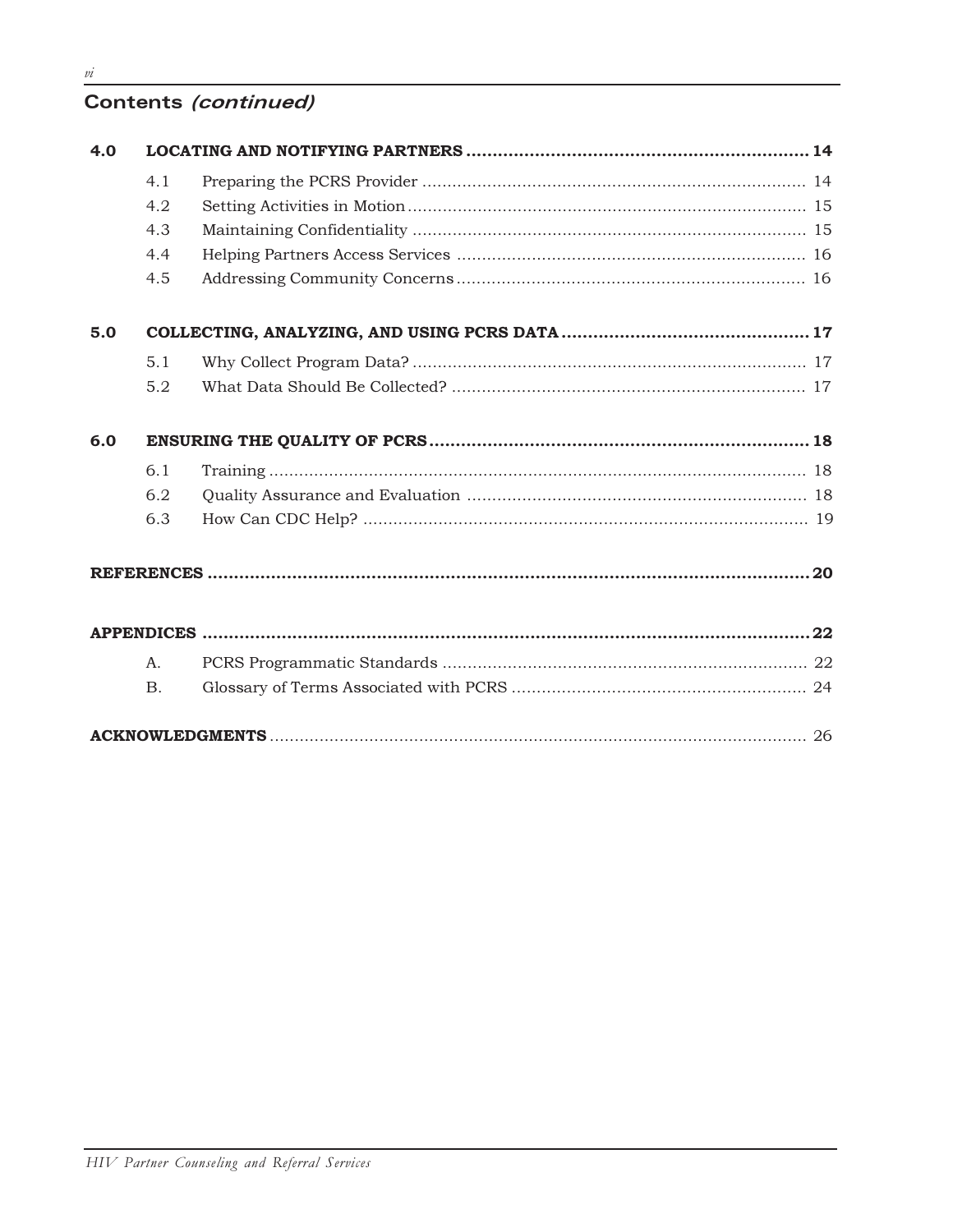## Contents *(continued)*

| | | | |
|---|---|---|---|
| **4.0** | **LOCATING AND NOTIFYING PARTNERS** | | **14** |
| | 4.1 | Preparing the PCRS Provider | 14 |
| | 4.2 | Setting Activities in Motion | 15 |
| | 4.3 | Maintaining Confidentiality | 15 |
| | 4.4 | Helping Partners Access Services | 16 |
| | 4.5 | Addressing Community Concerns | 16 |
| **5.0** | **COLLECTING, ANALYZING, AND USING PCRS DATA** | | **17** |
| | 5.1 | Why Collect Program Data? | 17 |
| | 5.2 | What Data Should Be Collected? | 17 |
| **6.0** | **ENSURING THE QUALITY OF PCRS** | | **18** |
| | 6.1 | Training | 18 |
| | 6.2 | Quality Assurance and Evaluation | 18 |
| | 6.3 | How Can CDC Help? | 19 |
| **REFERENCES** | | | **20** |
| **APPENDICES** | | | **22** |
| | A. | PCRS Programmatic Standards | 22 |
| | B. | Glossary of Terms Associated with PCRS | 24 |
| **ACKNOWLEDGMENTS** | | | 26 |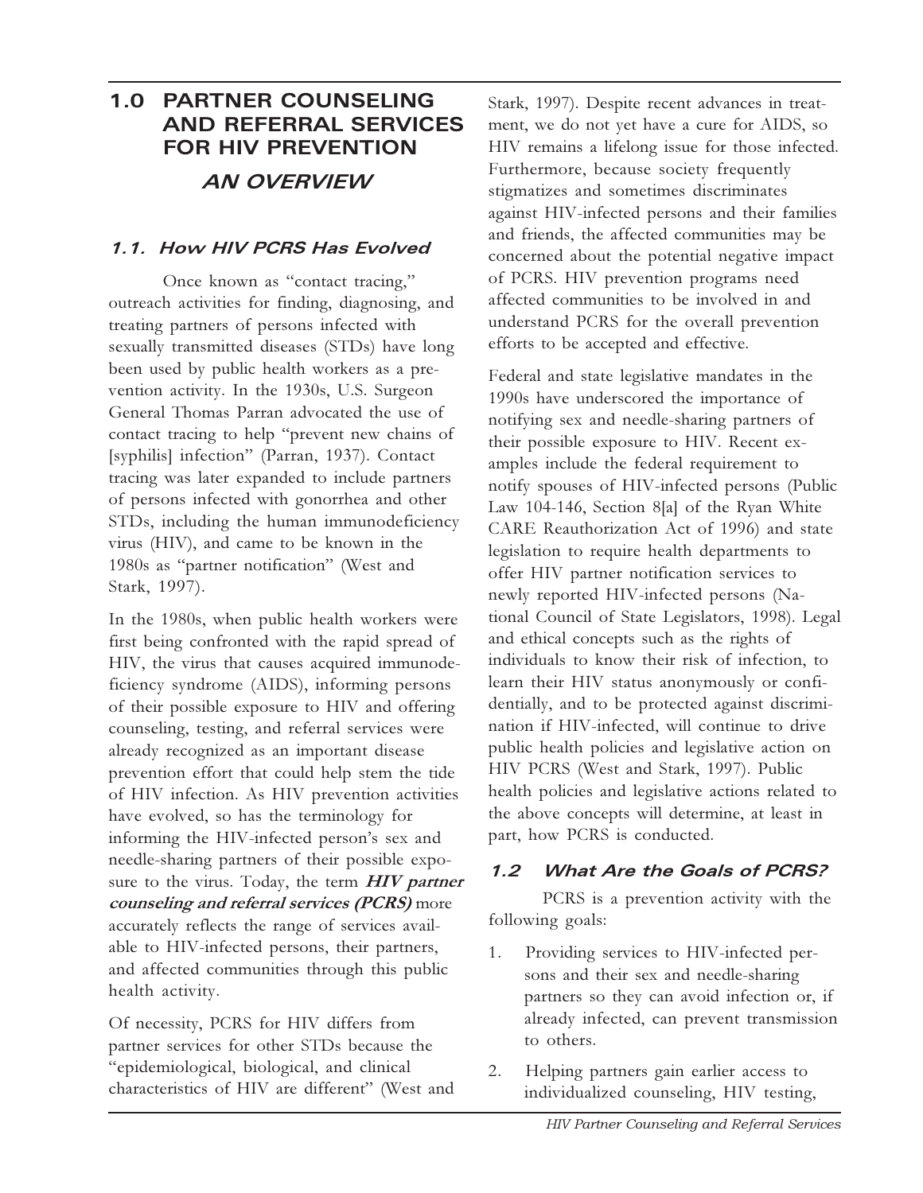# 1.0 PARTNER COUNSELING AND REFERRAL SERVICES FOR HIV PREVENTION

## AN OVERVIEW

### 1.1. How HIV PCRS Has Evolved

Once known as "contact tracing," outreach activities for finding, diagnosing, and treating partners of persons infected with sexually transmitted diseases (STDs) have long been used by public health workers as a prevention activity. In the 1930s, U.S. Surgeon General Thomas Parran advocated the use of contact tracing to help "prevent new chains of [syphilis] infection" (Parran, 1937). Contact tracing was later expanded to include partners of persons infected with gonorrhea and other STDs, including the human immunodeficiency virus (HIV), and came to be known in the 1980s as "partner notification" (West and Stark, 1997).

In the 1980s, when public health workers were first being confronted with the rapid spread of HIV, the virus that causes acquired immunodeficiency syndrome (AIDS), informing persons of their possible exposure to HIV and offering counseling, testing, and referral services were already recognized as an important disease prevention effort that could help stem the tide of HIV infection. As HIV prevention activities have evolved, so has the terminology for informing the HIV-infected person's sex and needle-sharing partners of their possible exposure to the virus. Today, the term ***HIV partner counseling and referral services (PCRS)*** more accurately reflects the range of services available to HIV-infected persons, their partners, and affected communities through this public health activity.

Of necessity, PCRS for HIV differs from partner services for other STDs because the "epidemiological, biological, and clinical characteristics of HIV are different" (West and Stark, 1997). Despite recent advances in treatment, we do not yet have a cure for AIDS, so HIV remains a lifelong issue for those infected. Furthermore, because society frequently stigmatizes and sometimes discriminates against HIV-infected persons and their families and friends, the affected communities may be concerned about the potential negative impact of PCRS. HIV prevention programs need affected communities to be involved in and understand PCRS for the overall prevention efforts to be accepted and effective.

Federal and state legislative mandates in the 1990s have underscored the importance of notifying sex and needle-sharing partners of their possible exposure to HIV. Recent examples include the federal requirement to notify spouses of HIV-infected persons (Public Law 104-146, Section 8[a] of the Ryan White CARE Reauthorization Act of 1996) and state legislation to require health departments to offer HIV partner notification services to newly reported HIV-infected persons (National Council of State Legislators, 1998). Legal and ethical concepts such as the rights of individuals to know their risk of infection, to learn their HIV status anonymously or confidentially, and to be protected against discrimination if HIV-infected, will continue to drive public health policies and legislative action on HIV PCRS (West and Stark, 1997). Public health policies and legislative actions related to the above concepts will determine, at least in part, how PCRS is conducted.

### 1.2 What Are the Goals of PCRS?

PCRS is a prevention activity with the following goals:

1. Providing services to HIV-infected persons and their sex and needle-sharing partners so they can avoid infection or, if already infected, can prevent transmission to others.
2. Helping partners gain earlier access to individualized counseling, HIV testing,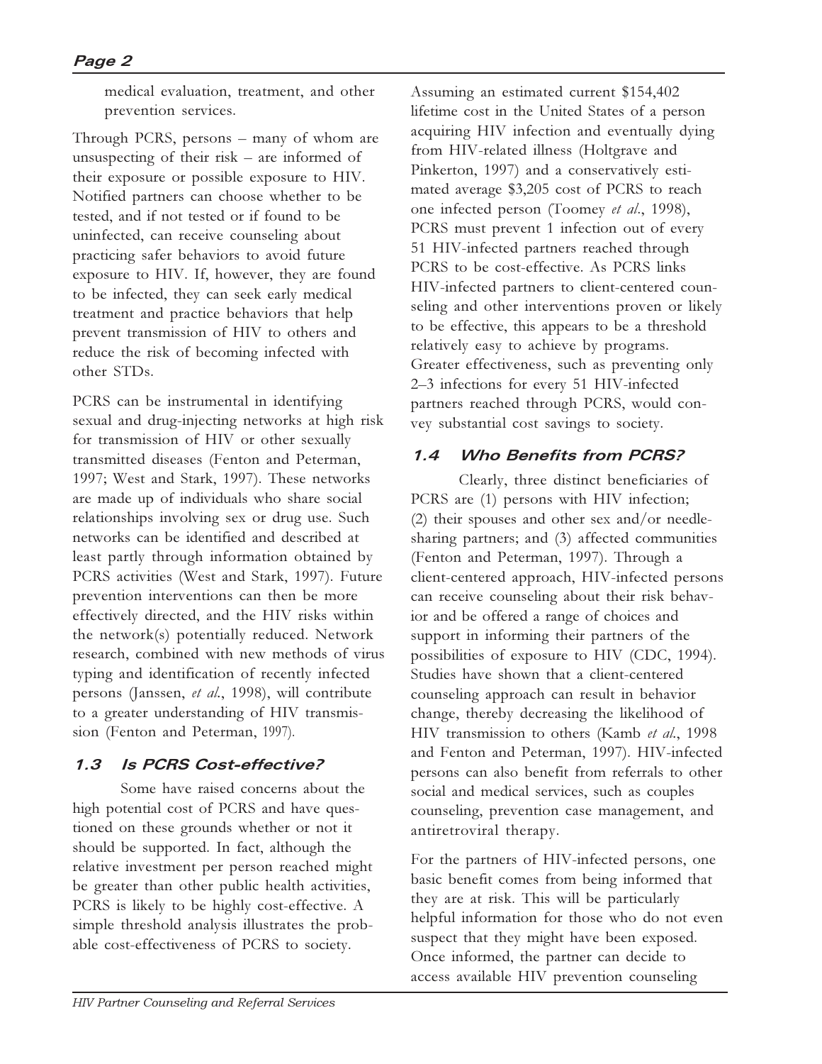medical evaluation, treatment, and other prevention services.

Through PCRS, persons – many of whom are unsuspecting of their risk – are informed of their exposure or possible exposure to HIV. Notified partners can choose whether to be tested, and if not tested or if found to be uninfected, can receive counseling about practicing safer behaviors to avoid future exposure to HIV. If, however, they are found to be infected, they can seek early medical treatment and practice behaviors that help prevent transmission of HIV to others and reduce the risk of becoming infected with other STDs.

PCRS can be instrumental in identifying sexual and drug-injecting networks at high risk for transmission of HIV or other sexually transmitted diseases (Fenton and Peterman, 1997; West and Stark, 1997). These networks are made up of individuals who share social relationships involving sex or drug use. Such networks can be identified and described at least partly through information obtained by PCRS activities (West and Stark, 1997). Future prevention interventions can then be more effectively directed, and the HIV risks within the network(s) potentially reduced. Network research, combined with new methods of virus typing and identification of recently infected persons (Janssen, *et al.*, 1998), will contribute to a greater understanding of HIV transmission (Fenton and Peterman, 1997).

### 1.3 Is PCRS Cost-effective?

Some have raised concerns about the high potential cost of PCRS and have questioned on these grounds whether or not it should be supported. In fact, although the relative investment per person reached might be greater than other public health activities, PCRS is likely to be highly cost-effective. A simple threshold analysis illustrates the probable cost-effectiveness of PCRS to society.

Assuming an estimated current $154,402 lifetime cost in the United States of a person acquiring HIV infection and eventually dying from HIV-related illness (Holtgrave and Pinkerton, 1997) and a conservatively estimated average $3,205 cost of PCRS to reach one infected person (Toomey *et al.*, 1998), PCRS must prevent 1 infection out of every 51 HIV-infected partners reached through PCRS to be cost-effective. As PCRS links HIV-infected partners to client-centered counseling and other interventions proven or likely to be effective, this appears to be a threshold relatively easy to achieve by programs. Greater effectiveness, such as preventing only 2–3 infections for every 51 HIV-infected partners reached through PCRS, would convey substantial cost savings to society.

### 1.4 Who Benefits from PCRS?

Clearly, three distinct beneficiaries of PCRS are (1) persons with HIV infection; (2) their spouses and other sex and/or needle-sharing partners; and (3) affected communities (Fenton and Peterman, 1997). Through a client-centered approach, HIV-infected persons can receive counseling about their risk behavior and be offered a range of choices and support in informing their partners of the possibilities of exposure to HIV (CDC, 1994). Studies have shown that a client-centered counseling approach can result in behavior change, thereby decreasing the likelihood of HIV transmission to others (Kamb *et al.*, 1998 and Fenton and Peterman, 1997). HIV-infected persons can also benefit from referrals to other social and medical services, such as couples counseling, prevention case management, and antiretroviral therapy.

For the partners of HIV-infected persons, one basic benefit comes from being informed that they are at risk. This will be particularly helpful information for those who do not even suspect that they might have been exposed. Once informed, the partner can decide to access available HIV prevention counseling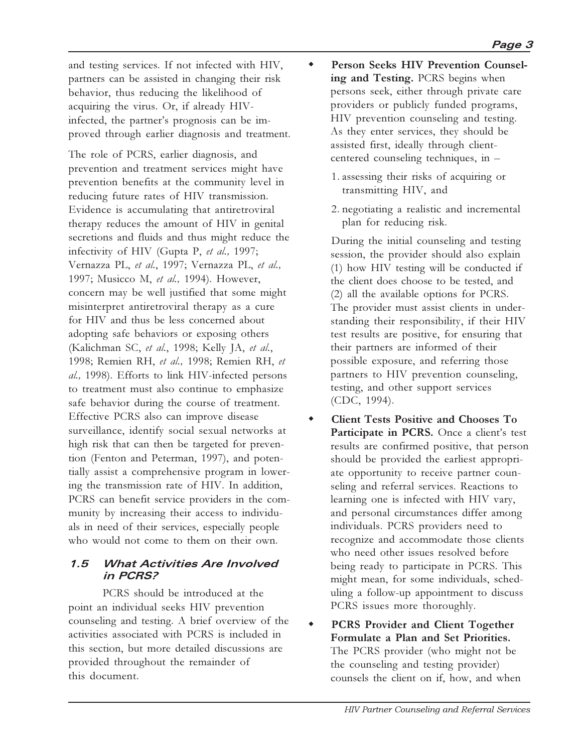and testing services. If not infected with HIV, partners can be assisted in changing their risk behavior, thus reducing the likelihood of acquiring the virus. Or, if already HIV-infected, the partner's prognosis can be improved through earlier diagnosis and treatment.

The role of PCRS, earlier diagnosis, and prevention and treatment services might have prevention benefits at the community level in reducing future rates of HIV transmission. Evidence is accumulating that antiretroviral therapy reduces the amount of HIV in genital secretions and fluids and thus might reduce the infectivity of HIV (Gupta P, *et al.,* 1997; Vernazza PL, *et al.*, 1997; Vernazza PL, *et al.,* 1997; Musicco M, *et al.,* 1994). However, concern may be well justified that some might misinterpret antiretroviral therapy as a cure for HIV and thus be less concerned about adopting safe behaviors or exposing others (Kalichman SC, *et al.*, 1998; Kelly JA, *et al.*, 1998; Remien RH, *et al.,* 1998; Remien RH, *et al.,* 1998). Efforts to link HIV-infected persons to treatment must also continue to emphasize safe behavior during the course of treatment. Effective PCRS also can improve disease surveillance, identify social sexual networks at high risk that can then be targeted for prevention (Fenton and Peterman, 1997), and potentially assist a comprehensive program in lowering the transmission rate of HIV. In addition, PCRS can benefit service providers in the community by increasing their access to individuals in need of their services, especially people who would not come to them on their own.

### 1.5 What Activities Are Involved in PCRS?

PCRS should be introduced at the point an individual seeks HIV prevention counseling and testing. A brief overview of the activities associated with PCRS is included in this section, but more detailed discussions are provided throughout the remainder of this document.

- **Person Seeks HIV Prevention Counseling and Testing.** PCRS begins when persons seek, either through private care providers or publicly funded programs, HIV prevention counseling and testing. As they enter services, they should be assisted first, ideally through client-centered counseling techniques, in –

  1. assessing their risks of acquiring or transmitting HIV, and
  2. negotiating a realistic and incremental plan for reducing risk.

  During the initial counseling and testing session, the provider should also explain (1) how HIV testing will be conducted if the client does choose to be tested, and (2) all the available options for PCRS. The provider must assist clients in understanding their responsibility, if their HIV test results are positive, for ensuring that their partners are informed of their possible exposure, and referring those partners to HIV prevention counseling, testing, and other support services (CDC, 1994).

- **Client Tests Positive and Chooses To Participate in PCRS.** Once a client's test results are confirmed positive, that person should be provided the earliest appropriate opportunity to receive partner counseling and referral services. Reactions to learning one is infected with HIV vary, and personal circumstances differ among individuals. PCRS providers need to recognize and accommodate those clients who need other issues resolved before being ready to participate in PCRS. This might mean, for some individuals, scheduling a follow-up appointment to discuss PCRS issues more thoroughly.

- **PCRS Provider and Client Together Formulate a Plan and Set Priorities.** The PCRS provider (who might not be the counseling and testing provider) counsels the client on if, how, and when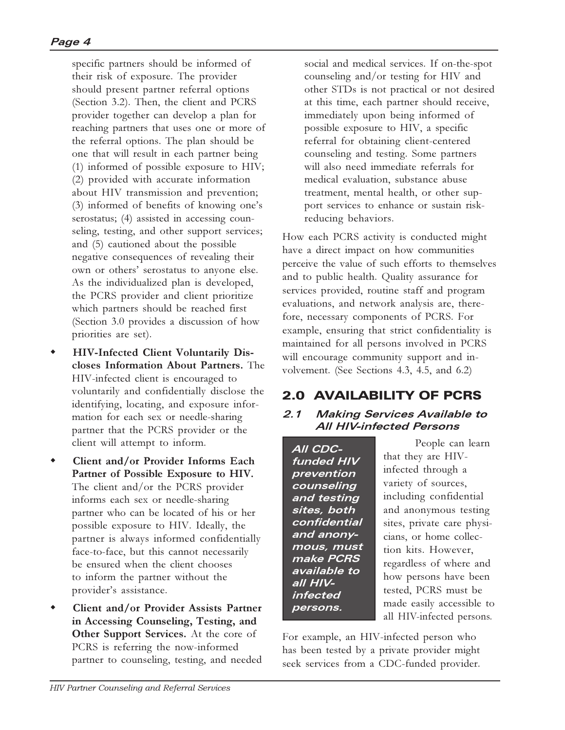specific partners should be informed of their risk of exposure. The provider should present partner referral options (Section 3.2). Then, the client and PCRS provider together can develop a plan for reaching partners that uses one or more of the referral options. The plan should be one that will result in each partner being (1) informed of possible exposure to HIV; (2) provided with accurate information about HIV transmission and prevention; (3) informed of benefits of knowing one's serostatus; (4) assisted in accessing counseling, testing, and other support services; and (5) cautioned about the possible negative consequences of revealing their own or others' serostatus to anyone else. As the individualized plan is developed, the PCRS provider and client prioritize which partners should be reached first (Section 3.0 provides a discussion of how priorities are set).

- **HIV-Infected Client Voluntarily Discloses Information About Partners.** The HIV-infected client is encouraged to voluntarily and confidentially disclose the identifying, locating, and exposure information for each sex or needle-sharing partner that the PCRS provider or the client will attempt to inform.
- **Client and/or Provider Informs Each Partner of Possible Exposure to HIV.** The client and/or the PCRS provider informs each sex or needle-sharing partner who can be located of his or her possible exposure to HIV. Ideally, the partner is always informed confidentially face-to-face, but this cannot necessarily be ensured when the client chooses to inform the partner without the provider's assistance.
- **Client and/or Provider Assists Partner in Accessing Counseling, Testing, and Other Support Services.** At the core of PCRS is referring the now-informed partner to counseling, testing, and needed social and medical services. If on-the-spot counseling and/or testing for HIV and other STDs is not practical or not desired at this time, each partner should receive, immediately upon being informed of possible exposure to HIV, a specific referral for obtaining client-centered counseling and testing. Some partners will also need immediate referrals for medical evaluation, substance abuse treatment, mental health, or other support services to enhance or sustain risk-reducing behaviors.

How each PCRS activity is conducted might have a direct impact on how communities perceive the value of such efforts to themselves and to public health. Quality assurance for services provided, routine staff and program evaluations, and network analysis are, therefore, necessary components of PCRS. For example, ensuring that strict confidentiality is maintained for all persons involved in PCRS will encourage community support and involvement. (See Sections 4.3, 4.5, and 6.2)

## 2.0 AVAILABILITY OF PCRS

### 2.1 Making Services Available to All HIV-infected Persons

***All CDC-funded HIV prevention counseling and testing sites, both confidential and anonymous, must make PCRS available to all HIV-infected persons.***

People can learn that they are HIV-infected through a variety of sources, including confidential and anonymous testing sites, private care physicians, or home collection kits. However, regardless of where and how persons have been tested, PCRS must be made easily accessible to all HIV-infected persons.

For example, an HIV-infected person who has been tested by a private provider might seek services from a CDC-funded provider.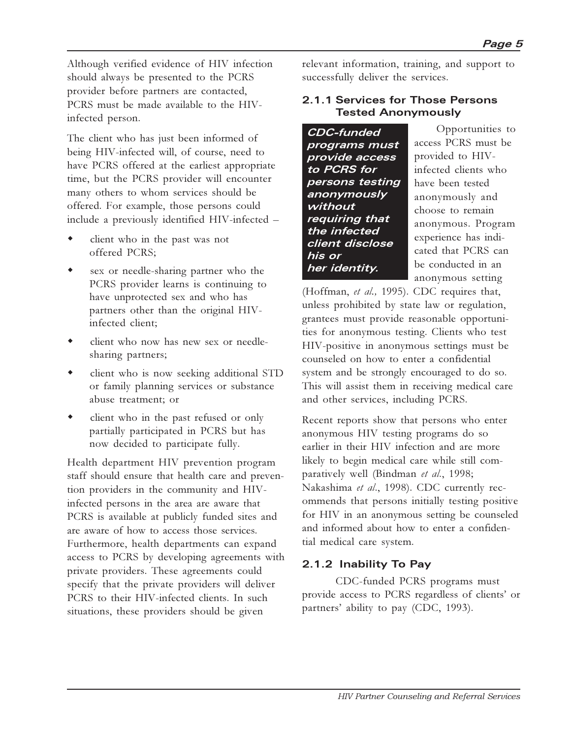Although verified evidence of HIV infection should always be presented to the PCRS provider before partners are contacted, PCRS must be made available to the HIV-infected person.

The client who has just been informed of being HIV-infected will, of course, need to have PCRS offered at the earliest appropriate time, but the PCRS provider will encounter many others to whom services should be offered. For example, those persons could include a previously identified HIV-infected –

- client who in the past was not offered PCRS;
- sex or needle-sharing partner who the PCRS provider learns is continuing to have unprotected sex and who has partners other than the original HIV-infected client;
- client who now has new sex or needle-sharing partners;
- client who is now seeking additional STD or family planning services or substance abuse treatment; or
- client who in the past refused or only partially participated in PCRS but has now decided to participate fully.

Health department HIV prevention program staff should ensure that health care and prevention providers in the community and HIV-infected persons in the area are aware that PCRS is available at publicly funded sites and are aware of how to access those services. Furthermore, health departments can expand access to PCRS by developing agreements with private providers. These agreements could specify that the private providers will deliver PCRS to their HIV-infected clients. In such situations, these providers should be given relevant information, training, and support to successfully deliver the services.

### 2.1.1 Services for Those Persons Tested Anonymously

***CDC-funded programs must provide access to PCRS for persons testing anonymously without requiring that the infected client disclose his or her identity.***

Opportunities to access PCRS must be provided to HIV-infected clients who have been tested anonymously and choose to remain anonymous. Program experience has indicated that PCRS can be conducted in an anonymous setting (Hoffman, *et al.,* 1995). CDC requires that, unless prohibited by state law or regulation, grantees must provide reasonable opportunities for anonymous testing. Clients who test HIV-positive in anonymous settings must be counseled on how to enter a confidential system and be strongly encouraged to do so. This will assist them in receiving medical care and other services, including PCRS.

Recent reports show that persons who enter anonymous HIV testing programs do so earlier in their HIV infection and are more likely to begin medical care while still comparatively well (Bindman *et al*., 1998; Nakashima *et al*., 1998). CDC currently recommends that persons initially testing positive for HIV in an anonymous setting be counseled and informed about how to enter a confidential medical care system.

### 2.1.2 Inability To Pay

CDC-funded PCRS programs must provide access to PCRS regardless of clients' or partners' ability to pay (CDC, 1993).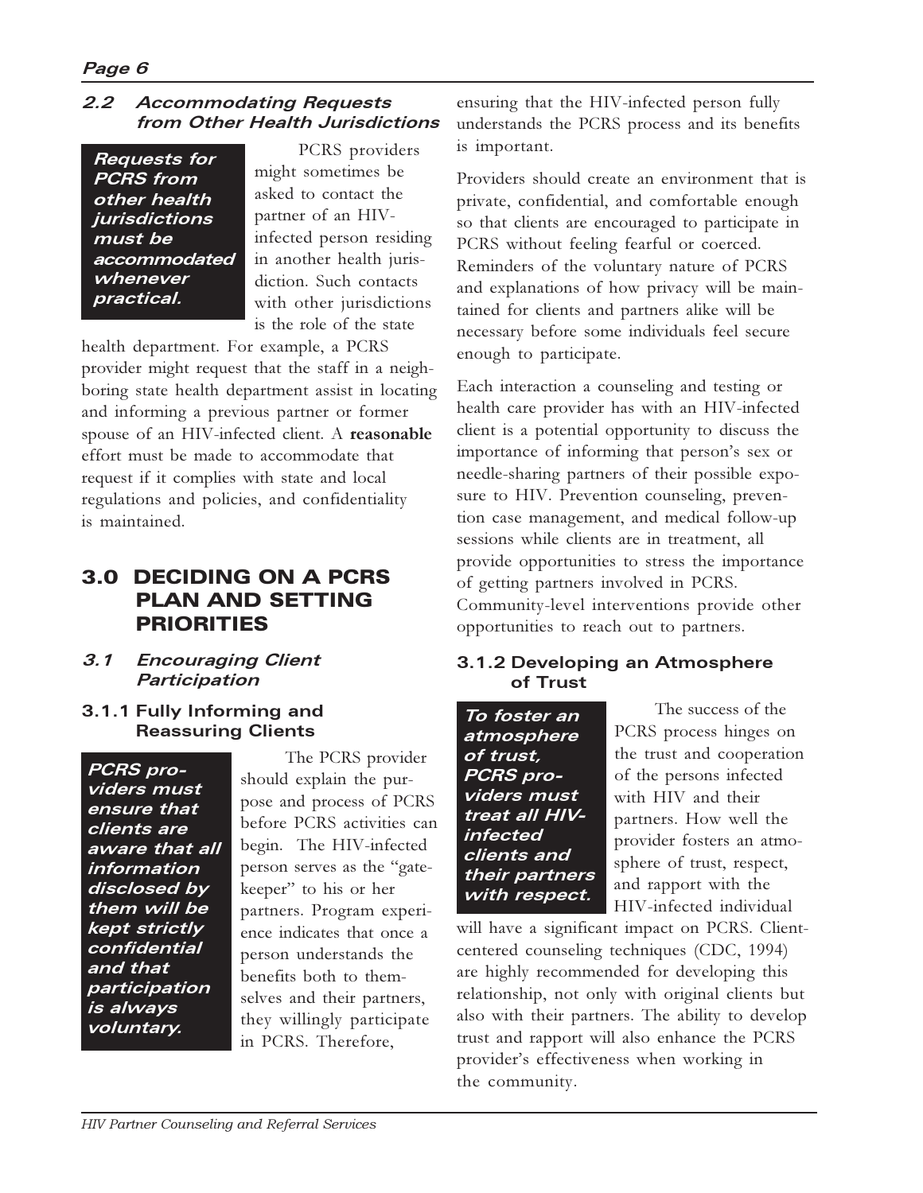### 2.2 Accommodating Requests from Other Health Jurisdictions

***Requests for PCRS from other health jurisdictions must be accommodated whenever practical.***

PCRS providers might sometimes be asked to contact the partner of an HIV-infected person residing in another health jurisdiction. Such contacts with other jurisdictions is the role of the state health department. For example, a PCRS provider might request that the staff in a neighboring state health department assist in locating and informing a previous partner or former spouse of an HIV-infected client. A **reasonable** effort must be made to accommodate that request if it complies with state and local regulations and policies, and confidentiality is maintained.

# 3.0 DECIDING ON A PCRS PLAN AND SETTING PRIORITIES

## 3.1 Encouraging Client Participation

### 3.1.1 Fully Informing and Reassuring Clients

***PCRS providers must ensure that clients are aware that all information disclosed by them will be kept strictly confidential and that participation is always voluntary.***

The PCRS provider should explain the purpose and process of PCRS before PCRS activities can begin. The HIV-infected person serves as the "gatekeeper" to his or her partners. Program experience indicates that once a person understands the benefits both to themselves and their partners, they willingly participate in PCRS. Therefore, ensuring that the HIV-infected person fully understands the PCRS process and its benefits is important.

Providers should create an environment that is private, confidential, and comfortable enough so that clients are encouraged to participate in PCRS without feeling fearful or coerced. Reminders of the voluntary nature of PCRS and explanations of how privacy will be maintained for clients and partners alike will be necessary before some individuals feel secure enough to participate.

Each interaction a counseling and testing or health care provider has with an HIV-infected client is a potential opportunity to discuss the importance of informing that person's sex or needle-sharing partners of their possible exposure to HIV. Prevention counseling, prevention case management, and medical follow-up sessions while clients are in treatment, all provide opportunities to stress the importance of getting partners involved in PCRS. Community-level interventions provide other opportunities to reach out to partners.

### 3.1.2 Developing an Atmosphere of Trust

***To foster an atmosphere of trust, PCRS providers must treat all HIV-infected clients and their partners with respect.***

The success of the PCRS process hinges on the trust and cooperation of the persons infected with HIV and their partners. How well the provider fosters an atmosphere of trust, respect, and rapport with the HIV-infected individual will have a significant impact on PCRS. Client-centered counseling techniques (CDC, 1994) are highly recommended for developing this relationship, not only with original clients but also with their partners. The ability to develop trust and rapport will also enhance the PCRS provider's effectiveness when working in the community.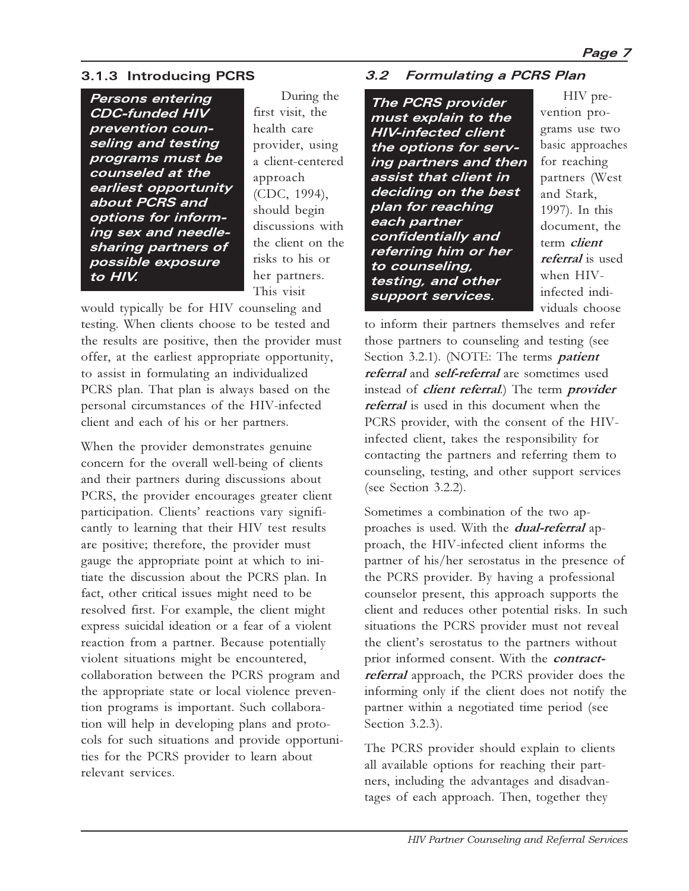### 3.1.3 Introducing PCRS

***Persons entering CDC-funded HIV prevention counseling and testing programs must be counseled at the earliest opportunity about PCRS and options for informing sex and needle-sharing partners of possible exposure to HIV.***

During the first visit, the health care provider, using a client-centered approach (CDC, 1994), should begin discussions with the client on the risks to his or her partners. This visit would typically be for HIV counseling and testing. When clients choose to be tested and the results are positive, then the provider must offer, at the earliest appropriate opportunity, to assist in formulating an individualized PCRS plan. That plan is always based on the personal circumstances of the HIV-infected client and each of his or her partners.

When the provider demonstrates genuine concern for the overall well-being of clients and their partners during discussions about PCRS, the provider encourages greater client participation. Clients' reactions vary significantly to learning that their HIV test results are positive; therefore, the provider must gauge the appropriate point at which to initiate the discussion about the PCRS plan. In fact, other critical issues might need to be resolved first. For example, the client might express suicidal ideation or a fear of a violent reaction from a partner. Because potentially violent situations might be encountered, collaboration between the PCRS program and the appropriate state or local violence prevention programs is important. Such collaboration will help in developing plans and protocols for such situations and provide opportunities for the PCRS provider to learn about relevant services.

### 3.2 Formulating a PCRS Plan

***The PCRS provider must explain to the HIV-infected client the options for serving partners and then assist that client in deciding on the best plan for reaching each partner confidentially and referring him or her to counseling, testing, and other support services.***

HIV prevention programs use two basic approaches for reaching partners (West and Stark, 1997). In this document, the term ***client referral*** is used when HIV-infected individuals choose to inform their partners themselves and refer those partners to counseling and testing (see Section 3.2.1). (NOTE: The terms ***patient referral*** and ***self-referral*** are sometimes used instead of ***client referral***.) The term ***provider referral*** is used in this document when the PCRS provider, with the consent of the HIV-infected client, takes the responsibility for contacting the partners and referring them to counseling, testing, and other support services (see Section 3.2.2).

Sometimes a combination of the two approaches is used. With the ***dual-referral*** approach, the HIV-infected client informs the partner of his/her serostatus in the presence of the PCRS provider. By having a professional counselor present, this approach supports the client and reduces other potential risks. In such situations the PCRS provider must not reveal the client's serostatus to the partners without prior informed consent. With the ***contract-referral*** approach, the PCRS provider does the informing only if the client does not notify the partner within a negotiated time period (see Section 3.2.3).

The PCRS provider should explain to clients all available options for reaching their partners, including the advantages and disadvantages of each approach. Then, together they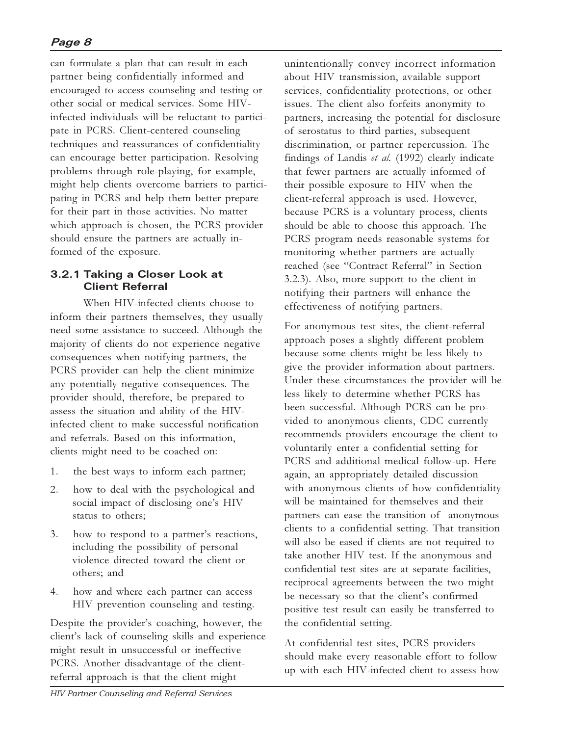can formulate a plan that can result in each partner being confidentially informed and encouraged to access counseling and testing or other social or medical services. Some HIV-infected individuals will be reluctant to participate in PCRS. Client-centered counseling techniques and reassurances of confidentiality can encourage better participation. Resolving problems through role-playing, for example, might help clients overcome barriers to participating in PCRS and help them better prepare for their part in those activities. No matter which approach is chosen, the PCRS provider should ensure the partners are actually informed of the exposure.

### 3.2.1 Taking a Closer Look at Client Referral

When HIV-infected clients choose to inform their partners themselves, they usually need some assistance to succeed. Although the majority of clients do not experience negative consequences when notifying partners, the PCRS provider can help the client minimize any potentially negative consequences. The provider should, therefore, be prepared to assess the situation and ability of the HIV-infected client to make successful notification and referrals. Based on this information, clients might need to be coached on:

1. the best ways to inform each partner;
2. how to deal with the psychological and social impact of disclosing one's HIV status to others;
3. how to respond to a partner's reactions, including the possibility of personal violence directed toward the client or others; and
4. how and where each partner can access HIV prevention counseling and testing.

Despite the provider's coaching, however, the client's lack of counseling skills and experience might result in unsuccessful or ineffective PCRS. Another disadvantage of the client-referral approach is that the client might unintentionally convey incorrect information about HIV transmission, available support services, confidentiality protections, or other issues. The client also forfeits anonymity to partners, increasing the potential for disclosure of serostatus to third parties, subsequent discrimination, or partner repercussion. The findings of Landis *et al.* (1992) clearly indicate that fewer partners are actually informed of their possible exposure to HIV when the client-referral approach is used. However, because PCRS is a voluntary process, clients should be able to choose this approach. The PCRS program needs reasonable systems for monitoring whether partners are actually reached (see "Contract Referral" in Section 3.2.3). Also, more support to the client in notifying their partners will enhance the effectiveness of notifying partners.

For anonymous test sites, the client-referral approach poses a slightly different problem because some clients might be less likely to give the provider information about partners. Under these circumstances the provider will be less likely to determine whether PCRS has been successful. Although PCRS can be provided to anonymous clients, CDC currently recommends providers encourage the client to voluntarily enter a confidential setting for PCRS and additional medical follow-up. Here again, an appropriately detailed discussion with anonymous clients of how confidentiality will be maintained for themselves and their partners can ease the transition of anonymous clients to a confidential setting. That transition will also be eased if clients are not required to take another HIV test. If the anonymous and confidential test sites are at separate facilities, reciprocal agreements between the two might be necessary so that the client's confirmed positive test result can easily be transferred to the confidential setting.

At confidential test sites, PCRS providers should make every reasonable effort to follow up with each HIV-infected client to assess how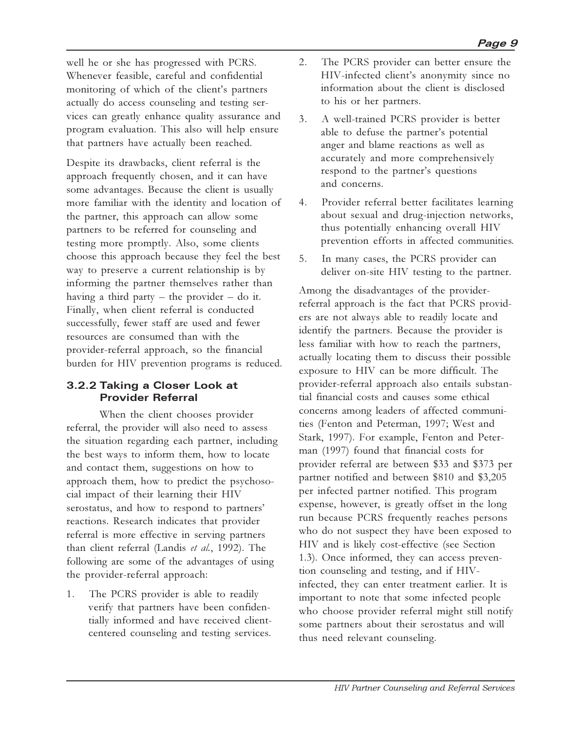well he or she has progressed with PCRS. Whenever feasible, careful and confidential monitoring of which of the client's partners actually do access counseling and testing services can greatly enhance quality assurance and program evaluation. This also will help ensure that partners have actually been reached.

Despite its drawbacks, client referral is the approach frequently chosen, and it can have some advantages. Because the client is usually more familiar with the identity and location of the partner, this approach can allow some partners to be referred for counseling and testing more promptly. Also, some clients choose this approach because they feel the best way to preserve a current relationship is by informing the partner themselves rather than having a third party – the provider – do it. Finally, when client referral is conducted successfully, fewer staff are used and fewer resources are consumed than with the provider-referral approach, so the financial burden for HIV prevention programs is reduced.

### 3.2.2 Taking a Closer Look at Provider Referral

When the client chooses provider referral, the provider will also need to assess the situation regarding each partner, including the best ways to inform them, how to locate and contact them, suggestions on how to approach them, how to predict the psychosocial impact of their learning their HIV serostatus, and how to respond to partners' reactions. Research indicates that provider referral is more effective in serving partners than client referral (Landis *et al.*, 1992). The following are some of the advantages of using the provider-referral approach:

1. The PCRS provider is able to readily verify that partners have been confidentially informed and have received client-centered counseling and testing services.
2. The PCRS provider can better ensure the HIV-infected client's anonymity since no information about the client is disclosed to his or her partners.
3. A well-trained PCRS provider is better able to defuse the partner's potential anger and blame reactions as well as accurately and more comprehensively respond to the partner's questions and concerns.
4. Provider referral better facilitates learning about sexual and drug-injection networks, thus potentially enhancing overall HIV prevention efforts in affected communities.
5. In many cases, the PCRS provider can deliver on-site HIV testing to the partner.

Among the disadvantages of the provider-referral approach is the fact that PCRS providers are not always able to readily locate and identify the partners. Because the provider is less familiar with how to reach the partners, actually locating them to discuss their possible exposure to HIV can be more difficult. The provider-referral approach also entails substantial financial costs and causes some ethical concerns among leaders of affected communities (Fenton and Peterman, 1997; West and Stark, 1997). For example, Fenton and Peterman (1997) found that financial costs for provider referral are between $33 and $373 per partner notified and between $810 and $3,205 per infected partner notified. This program expense, however, is greatly offset in the long run because PCRS frequently reaches persons who do not suspect they have been exposed to HIV and is likely cost-effective (see Section 1.3). Once informed, they can access prevention counseling and testing, and if HIV-infected, they can enter treatment earlier. It is important to note that some infected people who choose provider referral might still notify some partners about their serostatus and will thus need relevant counseling.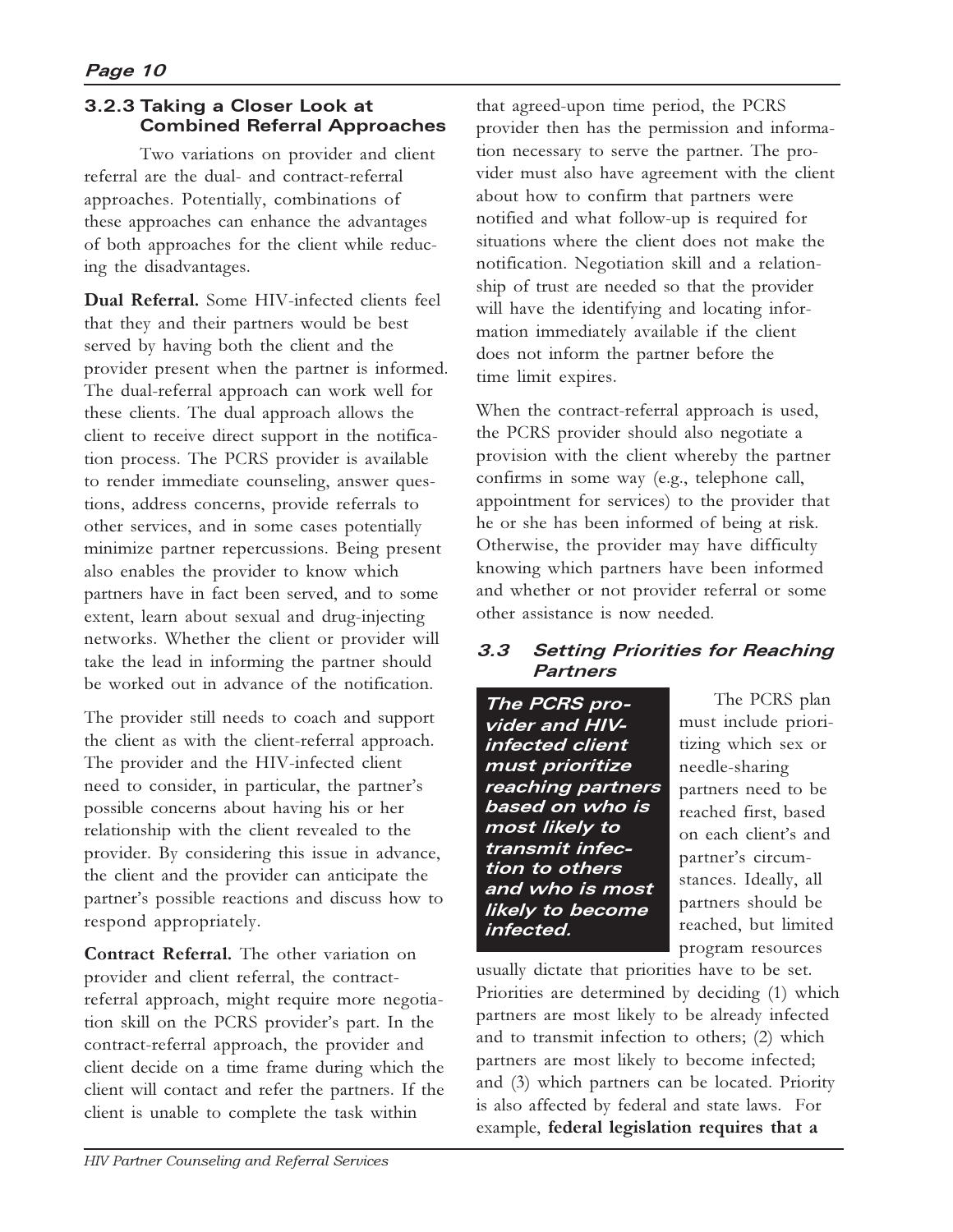### 3.2.3 Taking a Closer Look at Combined Referral Approaches

Two variations on provider and client referral are the dual- and contract-referral approaches. Potentially, combinations of these approaches can enhance the advantages of both approaches for the client while reducing the disadvantages.

**Dual Referral.** Some HIV-infected clients feel that they and their partners would be best served by having both the client and the provider present when the partner is informed. The dual-referral approach can work well for these clients. The dual approach allows the client to receive direct support in the notification process. The PCRS provider is available to render immediate counseling, answer questions, address concerns, provide referrals to other services, and in some cases potentially minimize partner repercussions. Being present also enables the provider to know which partners have in fact been served, and to some extent, learn about sexual and drug-injecting networks. Whether the client or provider will take the lead in informing the partner should be worked out in advance of the notification.

The provider still needs to coach and support the client as with the client-referral approach. The provider and the HIV-infected client need to consider, in particular, the partner's possible concerns about having his or her relationship with the client revealed to the provider. By considering this issue in advance, the client and the provider can anticipate the partner's possible reactions and discuss how to respond appropriately.

**Contract Referral.** The other variation on provider and client referral, the contract-referral approach, might require more negotiation skill on the PCRS provider's part. In the contract-referral approach, the provider and client decide on a time frame during which the client will contact and refer the partners. If the client is unable to complete the task within that agreed-upon time period, the PCRS provider then has the permission and information necessary to serve the partner. The provider must also have agreement with the client about how to confirm that partners were notified and what follow-up is required for situations where the client does not make the notification. Negotiation skill and a relationship of trust are needed so that the provider will have the identifying and locating information immediately available if the client does not inform the partner before the time limit expires.

When the contract-referral approach is used, the PCRS provider should also negotiate a provision with the client whereby the partner confirms in some way (e.g., telephone call, appointment for services) to the provider that he or she has been informed of being at risk. Otherwise, the provider may have difficulty knowing which partners have been informed and whether or not provider referral or some other assistance is now needed.

## 3.3 Setting Priorities for Reaching Partners

***The PCRS provider and HIV-infected client must prioritize reaching partners based on who is most likely to transmit infection to others and who is most likely to become infected.***

The PCRS plan must include prioritizing which sex or needle-sharing partners need to be reached first, based on each client's and partner's circumstances. Ideally, all partners should be reached, but limited program resources usually dictate that priorities have to be set. Priorities are determined by deciding (1) which partners are most likely to be already infected and to transmit infection to others; (2) which partners are most likely to become infected; and (3) which partners can be located. Priority is also affected by federal and state laws. For example, **federal legislation requires that a**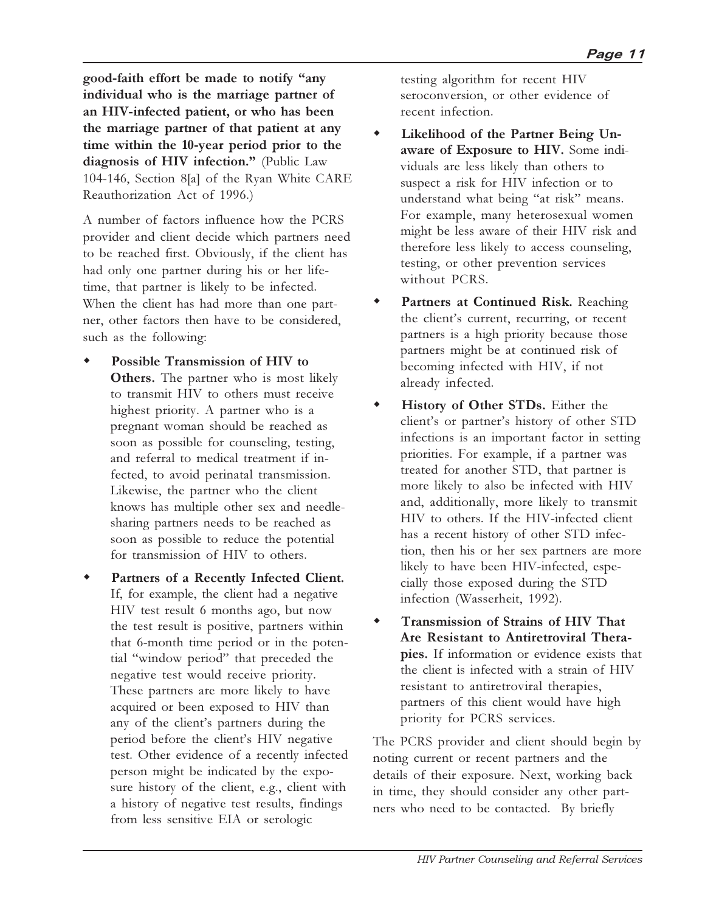**good-faith effort be made to notify "any individual who is the marriage partner of an HIV-infected patient, or who has been the marriage partner of that patient at any time within the 10-year period prior to the diagnosis of HIV infection."** (Public Law 104-146, Section 8[a] of the Ryan White CARE Reauthorization Act of 1996.)

A number of factors influence how the PCRS provider and client decide which partners need to be reached first. Obviously, if the client has had only one partner during his or her lifetime, that partner is likely to be infected. When the client has had more than one partner, other factors then have to be considered, such as the following:

- **Possible Transmission of HIV to Others.** The partner who is most likely to transmit HIV to others must receive highest priority. A partner who is a pregnant woman should be reached as soon as possible for counseling, testing, and referral to medical treatment if infected, to avoid perinatal transmission. Likewise, the partner who the client knows has multiple other sex and needle-sharing partners needs to be reached as soon as possible to reduce the potential for transmission of HIV to others.
- **Partners of a Recently Infected Client.** If, for example, the client had a negative HIV test result 6 months ago, but now the test result is positive, partners within that 6-month time period or in the potential "window period" that preceded the negative test would receive priority. These partners are more likely to have acquired or been exposed to HIV than any of the client's partners during the period before the client's HIV negative test. Other evidence of a recently infected person might be indicated by the exposure history of the client, e.g., client with a history of negative test results, findings from less sensitive EIA or serologic testing algorithm for recent HIV seroconversion, or other evidence of recent infection.
- **Likelihood of the Partner Being Unaware of Exposure to HIV.** Some individuals are less likely than others to suspect a risk for HIV infection or to understand what being "at risk" means. For example, many heterosexual women might be less aware of their HIV risk and therefore less likely to access counseling, testing, or other prevention services without PCRS.
- **Partners at Continued Risk.** Reaching the client's current, recurring, or recent partners is a high priority because those partners might be at continued risk of becoming infected with HIV, if not already infected.
- **History of Other STDs.** Either the client's or partner's history of other STD infections is an important factor in setting priorities. For example, if a partner was treated for another STD, that partner is more likely to also be infected with HIV and, additionally, more likely to transmit HIV to others. If the HIV-infected client has a recent history of other STD infection, then his or her sex partners are more likely to have been HIV-infected, especially those exposed during the STD infection (Wasserheit, 1992).
- **Transmission of Strains of HIV That Are Resistant to Antiretroviral Therapies.** If information or evidence exists that the client is infected with a strain of HIV resistant to antiretroviral therapies, partners of this client would have high priority for PCRS services.

The PCRS provider and client should begin by noting current or recent partners and the details of their exposure. Next, working back in time, they should consider any other partners who need to be contacted. By briefly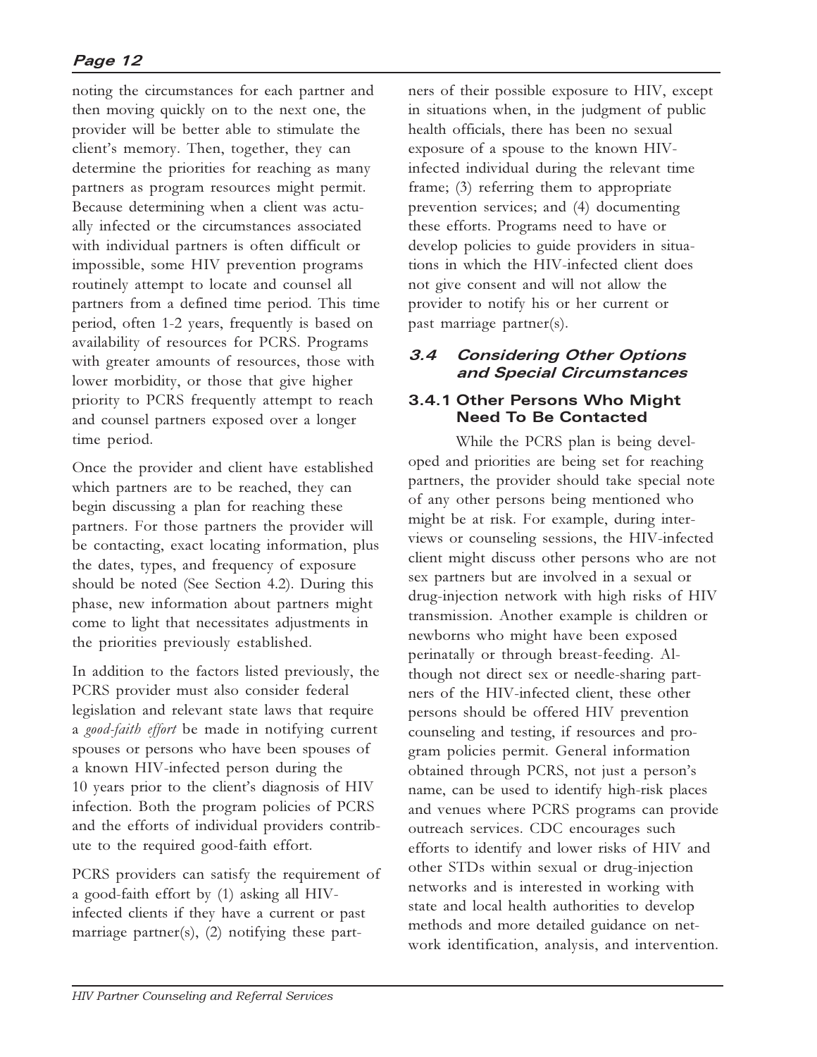noting the circumstances for each partner and then moving quickly on to the next one, the provider will be better able to stimulate the client's memory. Then, together, they can determine the priorities for reaching as many partners as program resources might permit. Because determining when a client was actually infected or the circumstances associated with individual partners is often difficult or impossible, some HIV prevention programs routinely attempt to locate and counsel all partners from a defined time period. This time period, often 1-2 years, frequently is based on availability of resources for PCRS. Programs with greater amounts of resources, those with lower morbidity, or those that give higher priority to PCRS frequently attempt to reach and counsel partners exposed over a longer time period.

Once the provider and client have established which partners are to be reached, they can begin discussing a plan for reaching these partners. For those partners the provider will be contacting, exact locating information, plus the dates, types, and frequency of exposure should be noted (See Section 4.2). During this phase, new information about partners might come to light that necessitates adjustments in the priorities previously established.

In addition to the factors listed previously, the PCRS provider must also consider federal legislation and relevant state laws that require a *good-faith effort* be made in notifying current spouses or persons who have been spouses of a known HIV-infected person during the 10 years prior to the client's diagnosis of HIV infection. Both the program policies of PCRS and the efforts of individual providers contribute to the required good-faith effort.

PCRS providers can satisfy the requirement of a good-faith effort by (1) asking all HIV-infected clients if they have a current or past marriage partner(s), (2) notifying these partners of their possible exposure to HIV, except in situations when, in the judgment of public health officials, there has been no sexual exposure of a spouse to the known HIV-infected individual during the relevant time frame; (3) referring them to appropriate prevention services; and (4) documenting these efforts. Programs need to have or develop policies to guide providers in situations in which the HIV-infected client does not give consent and will not allow the provider to notify his or her current or past marriage partner(s).

## *3.4 Considering Other Options and Special Circumstances*

### 3.4.1 Other Persons Who Might Need To Be Contacted

While the PCRS plan is being developed and priorities are being set for reaching partners, the provider should take special note of any other persons being mentioned who might be at risk. For example, during interviews or counseling sessions, the HIV-infected client might discuss other persons who are not sex partners but are involved in a sexual or drug-injection network with high risks of HIV transmission. Another example is children or newborns who might have been exposed perinatally or through breast-feeding. Although not direct sex or needle-sharing partners of the HIV-infected client, these other persons should be offered HIV prevention counseling and testing, if resources and program policies permit. General information obtained through PCRS, not just a person's name, can be used to identify high-risk places and venues where PCRS programs can provide outreach services. CDC encourages such efforts to identify and lower risks of HIV and other STDs within sexual or drug-injection networks and is interested in working with state and local health authorities to develop methods and more detailed guidance on network identification, analysis, and intervention.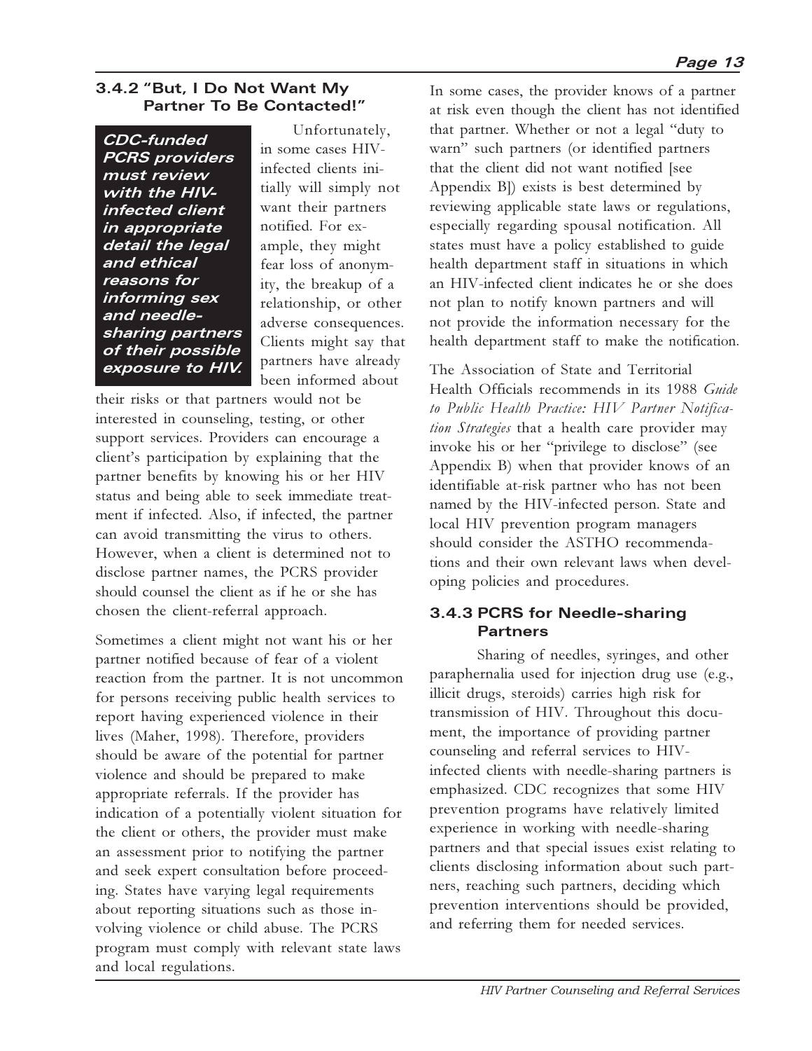### 3.4.2 "But, I Do Not Want My Partner To Be Contacted!"

***CDC-funded PCRS providers must review with the HIV-infected client in appropriate detail the legal and ethical reasons for informing sex and needle-sharing partners of their possible exposure to HIV.***

Unfortunately, in some cases HIV-infected clients initially will simply not want their partners notified. For example, they might fear loss of anonymity, the breakup of a relationship, or other adverse consequences. Clients might say that partners have already been informed about their risks or that partners would not be interested in counseling, testing, or other support services. Providers can encourage a client's participation by explaining that the partner benefits by knowing his or her HIV status and being able to seek immediate treatment if infected. Also, if infected, the partner can avoid transmitting the virus to others. However, when a client is determined not to disclose partner names, the PCRS provider should counsel the client as if he or she has chosen the client-referral approach.

Sometimes a client might not want his or her partner notified because of fear of a violent reaction from the partner. It is not uncommon for persons receiving public health services to report having experienced violence in their lives (Maher, 1998). Therefore, providers should be aware of the potential for partner violence and should be prepared to make appropriate referrals. If the provider has indication of a potentially violent situation for the client or others, the provider must make an assessment prior to notifying the partner and seek expert consultation before proceeding. States have varying legal requirements about reporting situations such as those involving violence or child abuse. The PCRS program must comply with relevant state laws and local regulations.

In some cases, the provider knows of a partner at risk even though the client has not identified that partner. Whether or not a legal "duty to warn" such partners (or identified partners that the client did not want notified [see Appendix B]) exists is best determined by reviewing applicable state laws or regulations, especially regarding spousal notification. All states must have a policy established to guide health department staff in situations in which an HIV-infected client indicates he or she does not plan to notify known partners and will not provide the information necessary for the health department staff to make the notification.

The Association of State and Territorial Health Officials recommends in its 1988 *Guide to Public Health Practice: HIV Partner Notification Strategies* that a health care provider may invoke his or her "privilege to disclose" (see Appendix B) when that provider knows of an identifiable at-risk partner who has not been named by the HIV-infected person. State and local HIV prevention program managers should consider the ASTHO recommendations and their own relevant laws when developing policies and procedures.

### 3.4.3 PCRS for Needle-sharing Partners

Sharing of needles, syringes, and other paraphernalia used for injection drug use (e.g., illicit drugs, steroids) carries high risk for transmission of HIV. Throughout this document, the importance of providing partner counseling and referral services to HIV-infected clients with needle-sharing partners is emphasized. CDC recognizes that some HIV prevention programs have relatively limited experience in working with needle-sharing partners and that special issues exist relating to clients disclosing information about such partners, reaching such partners, deciding which prevention interventions should be provided, and referring them for needed services.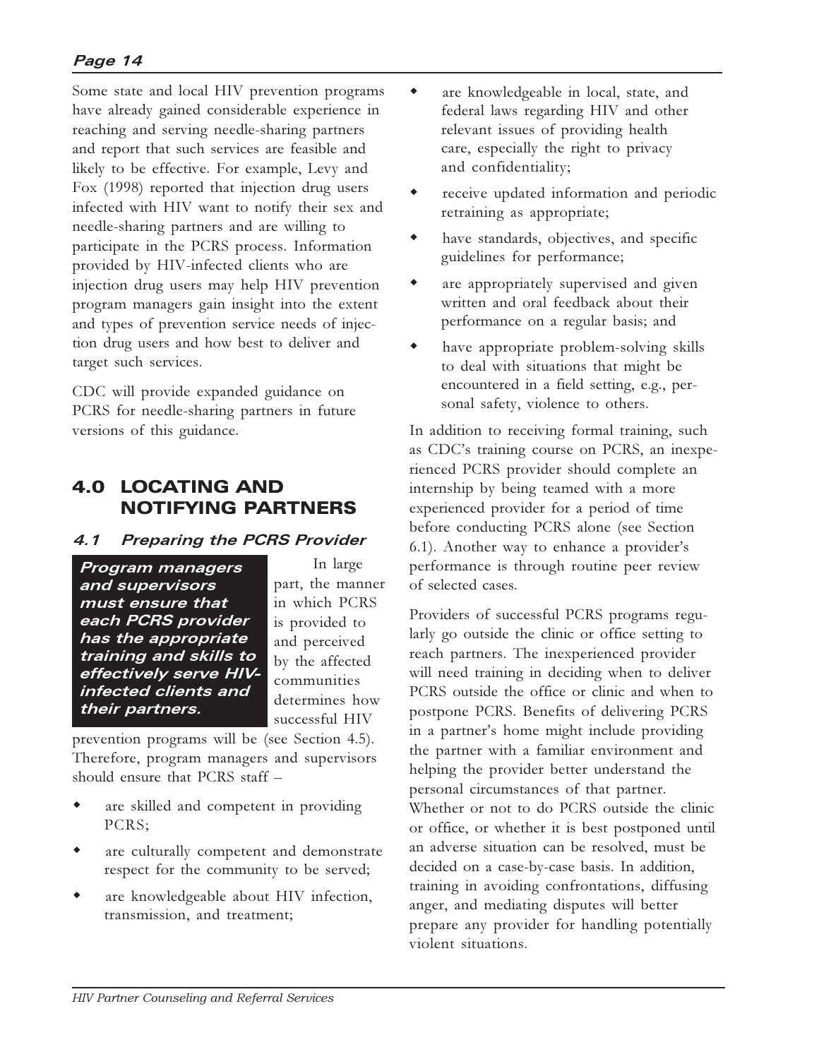Some state and local HIV prevention programs have already gained considerable experience in reaching and serving needle-sharing partners and report that such services are feasible and likely to be effective. For example, Levy and Fox (1998) reported that injection drug users infected with HIV want to notify their sex and needle-sharing partners and are willing to participate in the PCRS process. Information provided by HIV-infected clients who are injection drug users may help HIV prevention program managers gain insight into the extent and types of prevention service needs of injection drug users and how best to deliver and target such services.

CDC will provide expanded guidance on PCRS for needle-sharing partners in future versions of this guidance.

## 4.0 LOCATING AND NOTIFYING PARTNERS

### 4.1 Preparing the PCRS Provider

***Program managers and supervisors must ensure that each PCRS provider has the appropriate training and skills to effectively serve HIV-infected clients and their partners.***

In large part, the manner in which PCRS is provided to and perceived by the affected communities determines how successful HIV prevention programs will be (see Section 4.5). Therefore, program managers and supervisors should ensure that PCRS staff –

- are skilled and competent in providing PCRS;
- are culturally competent and demonstrate respect for the community to be served;
- are knowledgeable about HIV infection, transmission, and treatment;
- are knowledgeable in local, state, and federal laws regarding HIV and other relevant issues of providing health care, especially the right to privacy and confidentiality;
- receive updated information and periodic retraining as appropriate;
- have standards, objectives, and specific guidelines for performance;
- are appropriately supervised and given written and oral feedback about their performance on a regular basis; and
- have appropriate problem-solving skills to deal with situations that might be encountered in a field setting, e.g., personal safety, violence to others.

In addition to receiving formal training, such as CDC's training course on PCRS, an inexperienced PCRS provider should complete an internship by being teamed with a more experienced provider for a period of time before conducting PCRS alone (see Section 6.1). Another way to enhance a provider's performance is through routine peer review of selected cases.

Providers of successful PCRS programs regularly go outside the clinic or office setting to reach partners. The inexperienced provider will need training in deciding when to deliver PCRS outside the office or clinic and when to postpone PCRS. Benefits of delivering PCRS in a partner's home might include providing the partner with a familiar environment and helping the provider better understand the personal circumstances of that partner. Whether or not to do PCRS outside the clinic or office, or whether it is best postponed until an adverse situation can be resolved, must be decided on a case-by-case basis. In addition, training in avoiding confrontations, diffusing anger, and mediating disputes will better prepare any provider for handling potentially violent situations.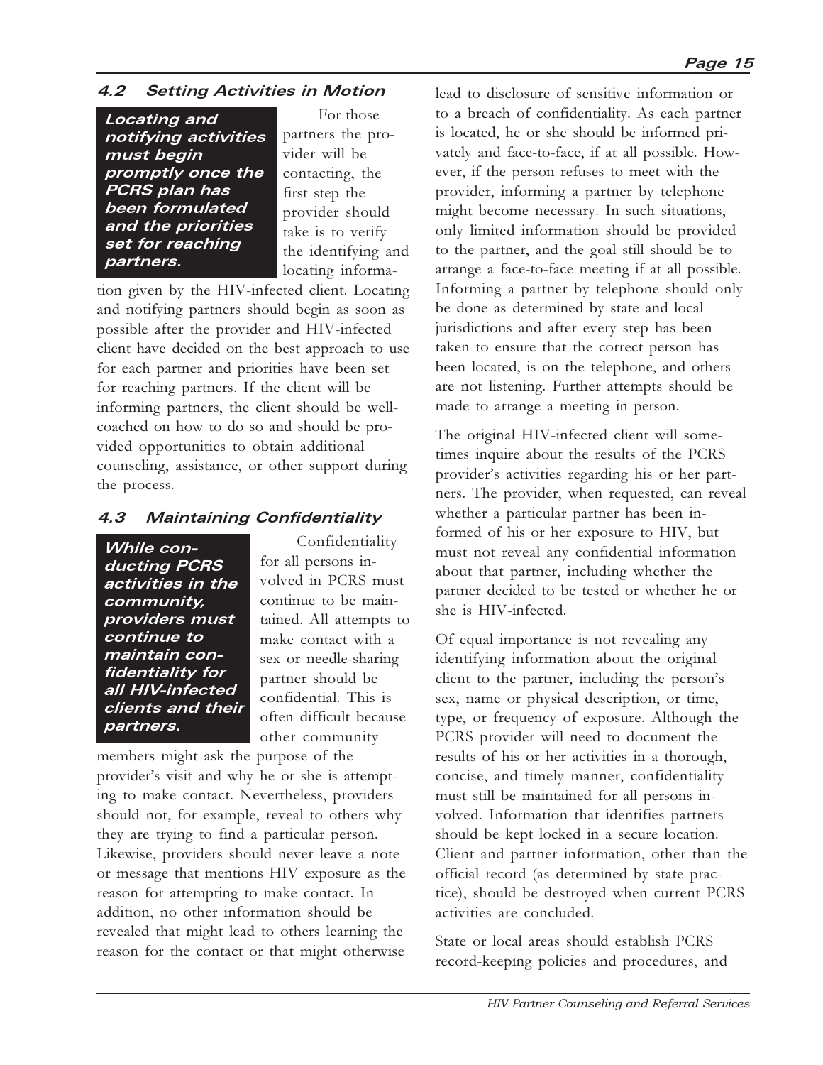### 4.2 Setting Activities in Motion

***Locating and notifying activities must begin promptly once the PCRS plan has been formulated and the priorities set for reaching partners.***

For those partners the provider will be contacting, the first step the provider should take is to verify the identifying and locating information given by the HIV-infected client. Locating and notifying partners should begin as soon as possible after the provider and HIV-infected client have decided on the best approach to use for each partner and priorities have been set for reaching partners. If the client will be informing partners, the client should be well-coached on how to do so and should be provided opportunities to obtain additional counseling, assistance, or other support during the process.

### 4.3 Maintaining Confidentiality

***While conducting PCRS activities in the community, providers must continue to maintain confidentiality for all HIV-infected clients and their partners.***

Confidentiality for all persons involved in PCRS must continue to be maintained. All attempts to make contact with a sex or needle-sharing partner should be confidential. This is often difficult because other community members might ask the purpose of the provider's visit and why he or she is attempting to make contact. Nevertheless, providers should not, for example, reveal to others why they are trying to find a particular person. Likewise, providers should never leave a note or message that mentions HIV exposure as the reason for attempting to make contact. In addition, no other information should be revealed that might lead to others learning the reason for the contact or that might otherwise lead to disclosure of sensitive information or to a breach of confidentiality. As each partner is located, he or she should be informed privately and face-to-face, if at all possible. However, if the person refuses to meet with the provider, informing a partner by telephone might become necessary. In such situations, only limited information should be provided to the partner, and the goal still should be to arrange a face-to-face meeting if at all possible. Informing a partner by telephone should only be done as determined by state and local jurisdictions and after every step has been taken to ensure that the correct person has been located, is on the telephone, and others are not listening. Further attempts should be made to arrange a meeting in person.

The original HIV-infected client will sometimes inquire about the results of the PCRS provider's activities regarding his or her partners. The provider, when requested, can reveal whether a particular partner has been informed of his or her exposure to HIV, but must not reveal any confidential information about that partner, including whether the partner decided to be tested or whether he or she is HIV-infected.

Of equal importance is not revealing any identifying information about the original client to the partner, including the person's sex, name or physical description, or time, type, or frequency of exposure. Although the PCRS provider will need to document the results of his or her activities in a thorough, concise, and timely manner, confidentiality must still be maintained for all persons involved. Information that identifies partners should be kept locked in a secure location. Client and partner information, other than the official record (as determined by state practice), should be destroyed when current PCRS activities are concluded.

State or local areas should establish PCRS record-keeping policies and procedures, and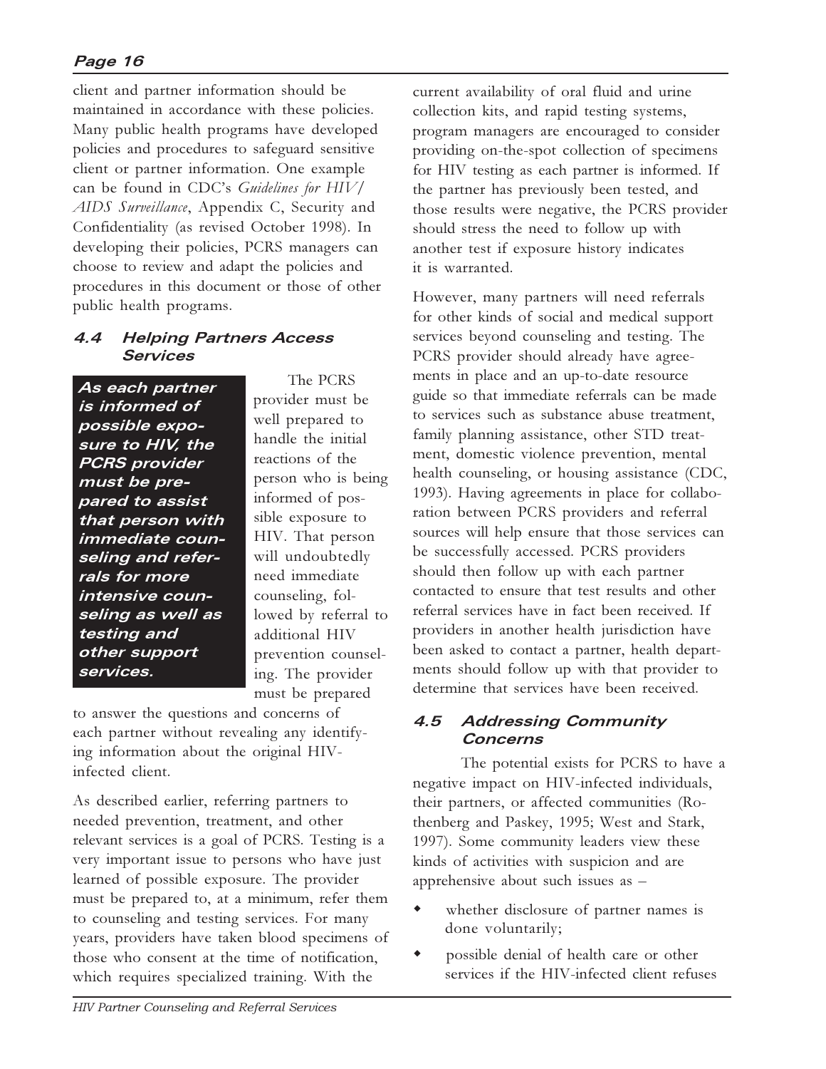client and partner information should be maintained in accordance with these policies. Many public health programs have developed policies and procedures to safeguard sensitive client or partner information. One example can be found in CDC's *Guidelines for HIV/AIDS Surveillance*, Appendix C, Security and Confidentiality (as revised October 1998). In developing their policies, PCRS managers can choose to review and adapt the policies and procedures in this document or those of other public health programs.

### 4.4 Helping Partners Access Services

> ***As each partner is informed of possible exposure to HIV, the PCRS provider must be prepared to assist that person with immediate counseling and referrals for more intensive counseling as well as testing and other support services.***

The PCRS provider must be well prepared to handle the initial reactions of the person who is being informed of possible exposure to HIV. That person will undoubtedly need immediate counseling, followed by referral to additional HIV prevention counseling. The provider must be prepared to answer the questions and concerns of each partner without revealing any identifying information about the original HIV-infected client.

As described earlier, referring partners to needed prevention, treatment, and other relevant services is a goal of PCRS. Testing is a very important issue to persons who have just learned of possible exposure. The provider must be prepared to, at a minimum, refer them to counseling and testing services. For many years, providers have taken blood specimens of those who consent at the time of notification, which requires specialized training. With the current availability of oral fluid and urine collection kits, and rapid testing systems, program managers are encouraged to consider providing on-the-spot collection of specimens for HIV testing as each partner is informed. If the partner has previously been tested, and those results were negative, the PCRS provider should stress the need to follow up with another test if exposure history indicates it is warranted.

However, many partners will need referrals for other kinds of social and medical support services beyond counseling and testing. The PCRS provider should already have agreements in place and an up-to-date resource guide so that immediate referrals can be made to services such as substance abuse treatment, family planning assistance, other STD treatment, domestic violence prevention, mental health counseling, or housing assistance (CDC, 1993). Having agreements in place for collaboration between PCRS providers and referral sources will help ensure that those services can be successfully accessed. PCRS providers should then follow up with each partner contacted to ensure that test results and other referral services have in fact been received. If providers in another health jurisdiction have been asked to contact a partner, health departments should follow up with that provider to determine that services have been received.

### 4.5 Addressing Community Concerns

The potential exists for PCRS to have a negative impact on HIV-infected individuals, their partners, or affected communities (Rothenberg and Paskey, 1995; West and Stark, 1997). Some community leaders view these kinds of activities with suspicion and are apprehensive about such issues as –

- whether disclosure of partner names is done voluntarily;
- possible denial of health care or other services if the HIV-infected client refuses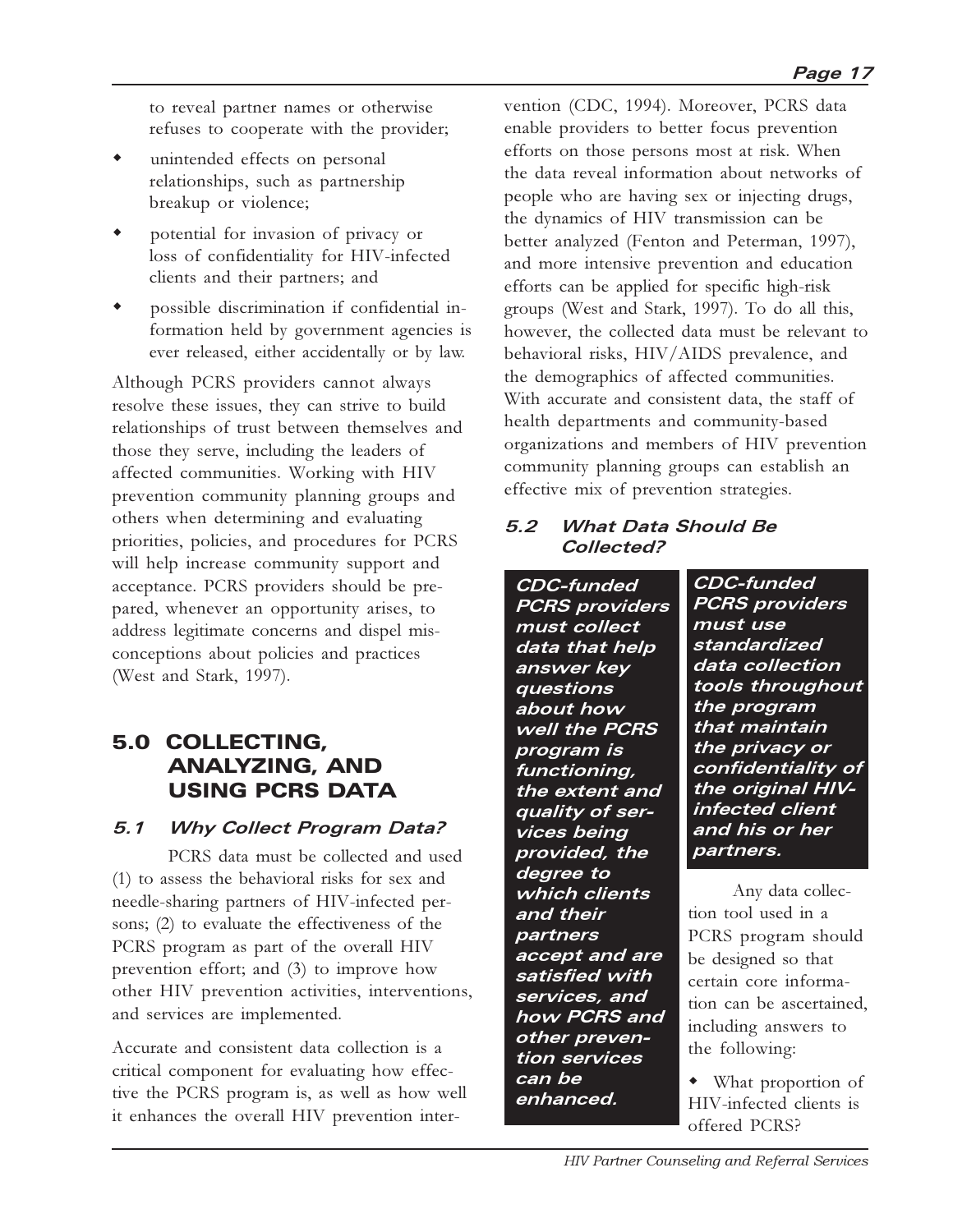to reveal partner names or otherwise refuses to cooperate with the provider;

- unintended effects on personal relationships, such as partnership breakup or violence;
- potential for invasion of privacy or loss of confidentiality for HIV-infected clients and their partners; and
- possible discrimination if confidential information held by government agencies is ever released, either accidentally or by law.

Although PCRS providers cannot always resolve these issues, they can strive to build relationships of trust between themselves and those they serve, including the leaders of affected communities. Working with HIV prevention community planning groups and others when determining and evaluating priorities, policies, and procedures for PCRS will help increase community support and acceptance. PCRS providers should be prepared, whenever an opportunity arises, to address legitimate concerns and dispel misconceptions about policies and practices (West and Stark, 1997).

## 5.0 COLLECTING, ANALYZING, AND USING PCRS DATA

### *5.1 Why Collect Program Data?*

PCRS data must be collected and used (1) to assess the behavioral risks for sex and needle-sharing partners of HIV-infected persons; (2) to evaluate the effectiveness of the PCRS program as part of the overall HIV prevention effort; and (3) to improve how other HIV prevention activities, interventions, and services are implemented.

Accurate and consistent data collection is a critical component for evaluating how effective the PCRS program is, as well as how well it enhances the overall HIV prevention intervention (CDC, 1994). Moreover, PCRS data enable providers to better focus prevention efforts on those persons most at risk. When the data reveal information about networks of people who are having sex or injecting drugs, the dynamics of HIV transmission can be better analyzed (Fenton and Peterman, 1997), and more intensive prevention and education efforts can be applied for specific high-risk groups (West and Stark, 1997). To do all this, however, the collected data must be relevant to behavioral risks, HIV/AIDS prevalence, and the demographics of affected communities. With accurate and consistent data, the staff of health departments and community-based organizations and members of HIV prevention community planning groups can establish an effective mix of prevention strategies.

### *5.2 What Data Should Be Collected?*

***CDC-funded PCRS providers must collect data that help answer key questions about how well the PCRS program is functioning, the extent and quality of services being provided, the degree to which clients and their partners accept and are satisfied with services, and how PCRS and other prevention services can be enhanced.***

***CDC-funded PCRS providers must use standardized data collection tools throughout the program that maintain the privacy or confidentiality of the original HIV-infected client and his or her partners.***

Any data collection tool used in a PCRS program should be designed so that certain core information can be ascertained, including answers to the following:

- What proportion of HIV-infected clients is offered PCRS?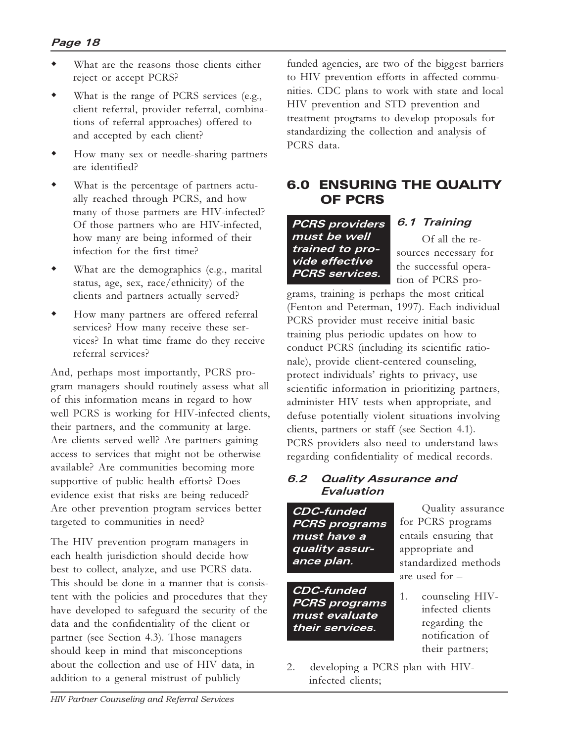- What are the reasons those clients either reject or accept PCRS?
- What is the range of PCRS services (e.g., client referral, provider referral, combinations of referral approaches) offered to and accepted by each client?
- How many sex or needle-sharing partners are identified?
- What is the percentage of partners actually reached through PCRS, and how many of those partners are HIV-infected? Of those partners who are HIV-infected, how many are being informed of their infection for the first time?
- What are the demographics (e.g., marital status, age, sex, race/ethnicity) of the clients and partners actually served?
- How many partners are offered referral services? How many receive these services? In what time frame do they receive referral services?

And, perhaps most importantly, PCRS program managers should routinely assess what all of this information means in regard to how well PCRS is working for HIV-infected clients, their partners, and the community at large. Are clients served well? Are partners gaining access to services that might not be otherwise available? Are communities becoming more supportive of public health efforts? Does evidence exist that risks are being reduced? Are other prevention program services better targeted to communities in need?

The HIV prevention program managers in each health jurisdiction should decide how best to collect, analyze, and use PCRS data. This should be done in a manner that is consistent with the policies and procedures that they have developed to safeguard the security of the data and the confidentiality of the client or partner (see Section 4.3). Those managers should keep in mind that misconceptions about the collection and use of HIV data, in addition to a general mistrust of publicly funded agencies, are two of the biggest barriers to HIV prevention efforts in affected communities. CDC plans to work with state and local HIV prevention and STD prevention and treatment programs to develop proposals for standardizing the collection and analysis of PCRS data.

## 6.0 ENSURING THE QUALITY OF PCRS

***PCRS providers must be well trained to provide effective PCRS services.***

### 6.1 Training

Of all the resources necessary for the successful operation of PCRS programs, training is perhaps the most critical (Fenton and Peterman, 1997). Each individual PCRS provider must receive initial basic training plus periodic updates on how to conduct PCRS (including its scientific rationale), provide client-centered counseling, protect individuals' rights to privacy, use scientific information in prioritizing partners, administer HIV tests when appropriate, and defuse potentially violent situations involving clients, partners or staff (see Section 4.1). PCRS providers also need to understand laws regarding confidentiality of medical records.

### 6.2 Quality Assurance and Evaluation

***CDC-funded PCRS programs must have a quality assurance plan.***

***CDC-funded PCRS programs must evaluate their services.***

Quality assurance for PCRS programs entails ensuring that appropriate and standardized methods are used for –

1. counseling HIV-infected clients regarding the notification of their partners;
2. developing a PCRS plan with HIV-infected clients;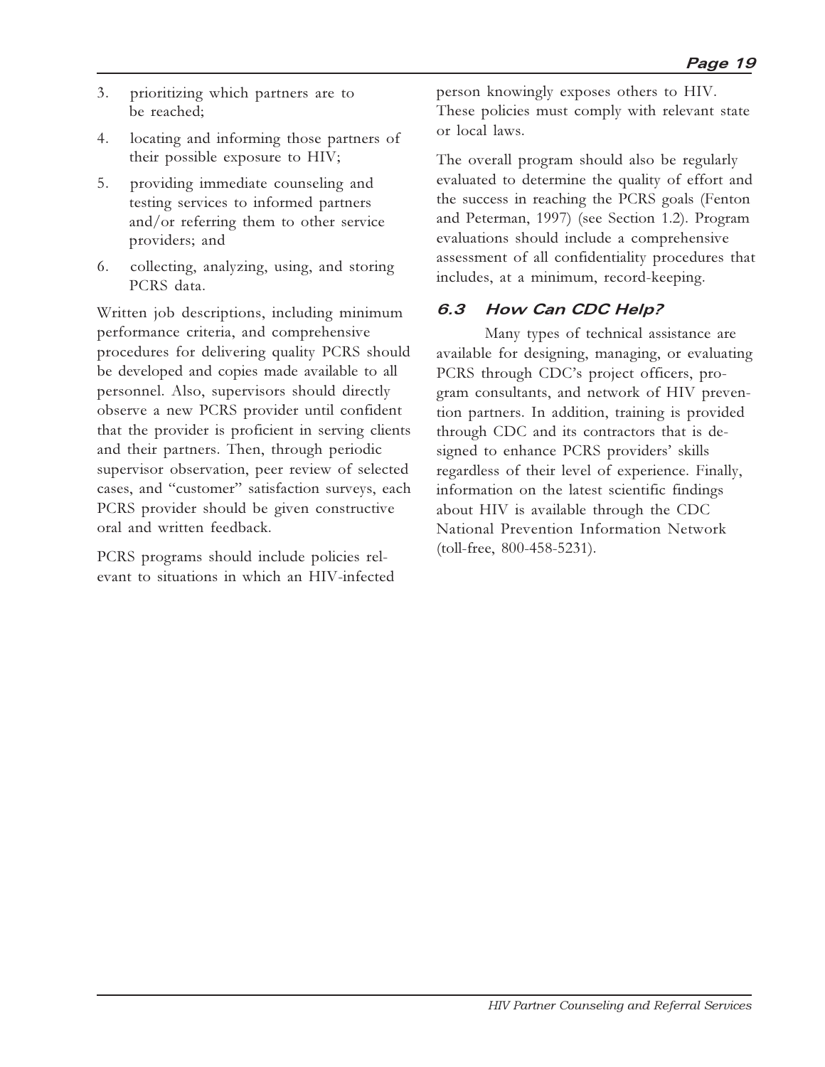3. prioritizing which partners are to be reached;
4. locating and informing those partners of their possible exposure to HIV;
5. providing immediate counseling and testing services to informed partners and/or referring them to other service providers; and
6. collecting, analyzing, using, and storing PCRS data.

Written job descriptions, including minimum performance criteria, and comprehensive procedures for delivering quality PCRS should be developed and copies made available to all personnel. Also, supervisors should directly observe a new PCRS provider until confident that the provider is proficient in serving clients and their partners. Then, through periodic supervisor observation, peer review of selected cases, and "customer" satisfaction surveys, each PCRS provider should be given constructive oral and written feedback.

PCRS programs should include policies relevant to situations in which an HIV-infected person knowingly exposes others to HIV. These policies must comply with relevant state or local laws.

The overall program should also be regularly evaluated to determine the quality of effort and the success in reaching the PCRS goals (Fenton and Peterman, 1997) (see Section 1.2). Program evaluations should include a comprehensive assessment of all confidentiality procedures that includes, at a minimum, record-keeping.

### 6.3 How Can CDC Help?

Many types of technical assistance are available for designing, managing, or evaluating PCRS through CDC's project officers, program consultants, and network of HIV prevention partners. In addition, training is provided through CDC and its contractors that is designed to enhance PCRS providers' skills regardless of their level of experience. Finally, information on the latest scientific findings about HIV is available through the CDC National Prevention Information Network (toll-free, 800-458-5231).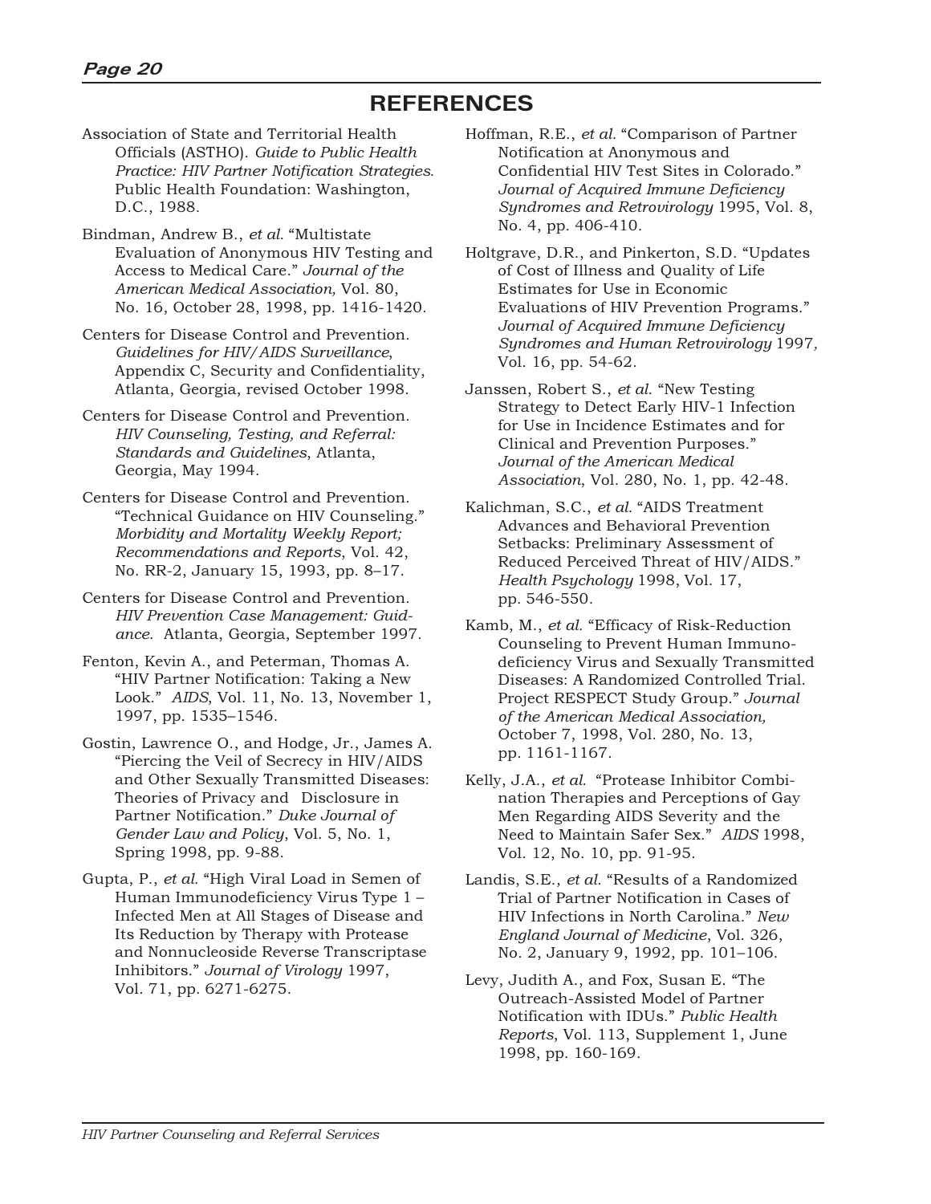# REFERENCES

Association of State and Territorial Health Officials (ASTHO). *Guide to Public Health Practice: HIV Partner Notification Strategies*. Public Health Foundation: Washington, D.C., 1988.

Bindman, Andrew B., *et al.* "Multistate Evaluation of Anonymous HIV Testing and Access to Medical Care." *Journal of the American Medical Association,* Vol. 80, No. 16, October 28, 1998, pp. 1416-1420.

Centers for Disease Control and Prevention. *Guidelines for HIV/AIDS Surveillance*, Appendix C, Security and Confidentiality, Atlanta, Georgia, revised October 1998.

Centers for Disease Control and Prevention. *HIV Counseling, Testing, and Referral: Standards and Guidelines*, Atlanta, Georgia, May 1994.

Centers for Disease Control and Prevention. "Technical Guidance on HIV Counseling." *Morbidity and Mortality Weekly Report; Recommendations and Reports*, Vol. 42, No. RR-2, January 15, 1993, pp. 8–17.

Centers for Disease Control and Prevention. *HIV Prevention Case Management: Guidance*. Atlanta, Georgia, September 1997.

Fenton, Kevin A., and Peterman, Thomas A. "HIV Partner Notification: Taking a New Look." *AIDS*, Vol. 11, No. 13, November 1, 1997, pp. 1535–1546.

Gostin, Lawrence O., and Hodge, Jr., James A. "Piercing the Veil of Secrecy in HIV/AIDS and Other Sexually Transmitted Diseases: Theories of Privacy and Disclosure in Partner Notification." *Duke Journal of Gender Law and Policy*, Vol. 5, No. 1, Spring 1998, pp. 9-88.

Gupta, P., *et al.* "High Viral Load in Semen of Human Immunodeficiency Virus Type 1 – Infected Men at All Stages of Disease and Its Reduction by Therapy with Protease and Nonnucleoside Reverse Transcriptase Inhibitors." *Journal of Virology* 1997, Vol. 71, pp. 6271-6275.

Hoffman, R.E., *et al.* "Comparison of Partner Notification at Anonymous and Confidential HIV Test Sites in Colorado." *Journal of Acquired Immune Deficiency Syndromes and Retrovirology* 1995, Vol. 8, No. 4, pp. 406-410.

Holtgrave, D.R., and Pinkerton, S.D. "Updates of Cost of Illness and Quality of Life Estimates for Use in Economic Evaluations of HIV Prevention Programs." *Journal of Acquired Immune Deficiency Syndromes and Human Retrovirology* 1997*,* Vol. 16, pp. 54-62.

Janssen, Robert S., *et al.* "New Testing Strategy to Detect Early HIV-1 Infection for Use in Incidence Estimates and for Clinical and Prevention Purposes." *Journal of the American Medical Association*, Vol. 280, No. 1, pp. 42-48.

Kalichman, S.C., *et al.* "AIDS Treatment Advances and Behavioral Prevention Setbacks: Preliminary Assessment of Reduced Perceived Threat of HIV/AIDS." *Health Psychology* 1998, Vol. 17, pp. 546-550.

Kamb, M., *et al.* "Efficacy of Risk-Reduction Counseling to Prevent Human Immunodeficiency Virus and Sexually Transmitted Diseases: A Randomized Controlled Trial. Project RESPECT Study Group." *Journal of the American Medical Association,* October 7, 1998, Vol. 280, No. 13, pp. 1161-1167.

Kelly, J.A., *et al.* "Protease Inhibitor Combination Therapies and Perceptions of Gay Men Regarding AIDS Severity and the Need to Maintain Safer Sex." *AIDS* 1998, Vol. 12, No. 10, pp. 91-95.

Landis, S.E., *et al.* "Results of a Randomized Trial of Partner Notification in Cases of HIV Infections in North Carolina." *New England Journal of Medicine*, Vol. 326, No. 2, January 9, 1992, pp. 101–106.

Levy, Judith A., and Fox, Susan E. "The Outreach-Assisted Model of Partner Notification with IDUs." *Public Health Reports*, Vol. 113, Supplement 1, June 1998, pp. 160-169.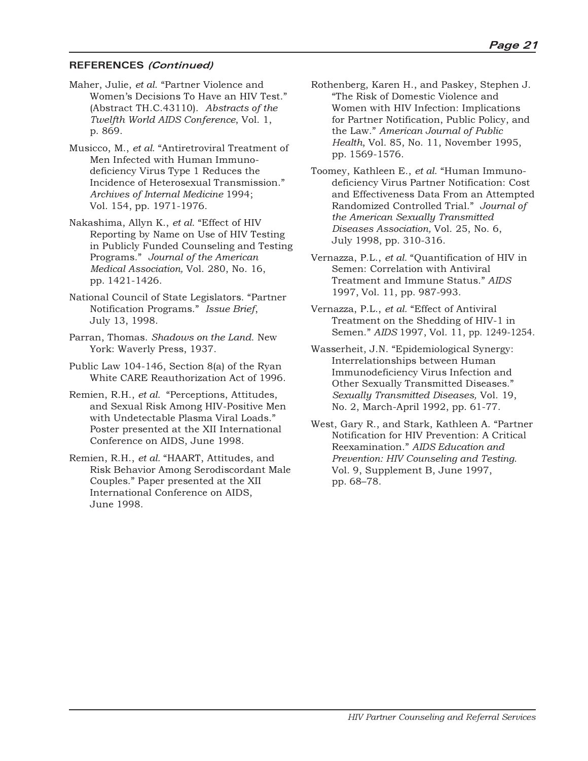**REFERENCES *(Continued)***

Maher, Julie, *et al.* "Partner Violence and Women's Decisions To Have an HIV Test." (Abstract TH.C.43110). *Abstracts of the Twelfth World AIDS Conference*, Vol. 1, p. 869.

Musicco, M., *et al.* "Antiretroviral Treatment of Men Infected with Human Immunodeficiency Virus Type 1 Reduces the Incidence of Heterosexual Transmission." *Archives of Internal Medicine* 1994; Vol. 154, pp. 1971-1976.

Nakashima, Allyn K., *et al.* "Effect of HIV Reporting by Name on Use of HIV Testing in Publicly Funded Counseling and Testing Programs." *Journal of the American Medical Association,* Vol. 280, No. 16, pp. 1421-1426.

National Council of State Legislators. "Partner Notification Programs." *Issue Brief*, July 13, 1998.

Parran, Thomas. *Shadows on the Land.* New York: Waverly Press, 1937.

Public Law 104-146, Section 8(a) of the Ryan White CARE Reauthorization Act of 1996.

Remien, R.H., *et al.* "Perceptions, Attitudes, and Sexual Risk Among HIV-Positive Men with Undetectable Plasma Viral Loads." Poster presented at the XII International Conference on AIDS, June 1998.

Remien, R.H., *et al.* "HAART, Attitudes, and Risk Behavior Among Serodiscordant Male Couples." Paper presented at the XII International Conference on AIDS, June 1998.

Rothenberg, Karen H., and Paskey, Stephen J. "The Risk of Domestic Violence and Women with HIV Infection: Implications for Partner Notification, Public Policy, and the Law." *American Journal of Public Health*, Vol. 85, No. 11, November 1995, pp. 1569-1576.

Toomey, Kathleen E., *et al.* "Human Immunodeficiency Virus Partner Notification: Cost and Effectiveness Data From an Attempted Randomized Controlled Trial." *Journal of the American Sexually Transmitted Diseases Association,* Vol. 25, No. 6, July 1998, pp. 310-316.

Vernazza, P.L., *et al.* "Quantification of HIV in Semen: Correlation with Antiviral Treatment and Immune Status." *AIDS* 1997, Vol. 11, pp. 987-993.

Vernazza, P.L., *et al.* "Effect of Antiviral Treatment on the Shedding of HIV-1 in Semen." *AIDS* 1997, Vol. 11, pp. 1249-1254.

Wasserheit, J.N. "Epidemiological Synergy: Interrelationships between Human Immunodeficiency Virus Infection and Other Sexually Transmitted Diseases." *Sexually Transmitted Diseases,* Vol. 19, No. 2, March-April 1992, pp. 61-77.

West, Gary R., and Stark, Kathleen A. "Partner Notification for HIV Prevention: A Critical Reexamination." *AIDS Education and Prevention: HIV Counseling and Testing.* Vol. 9, Supplement B, June 1997, pp. 68–78.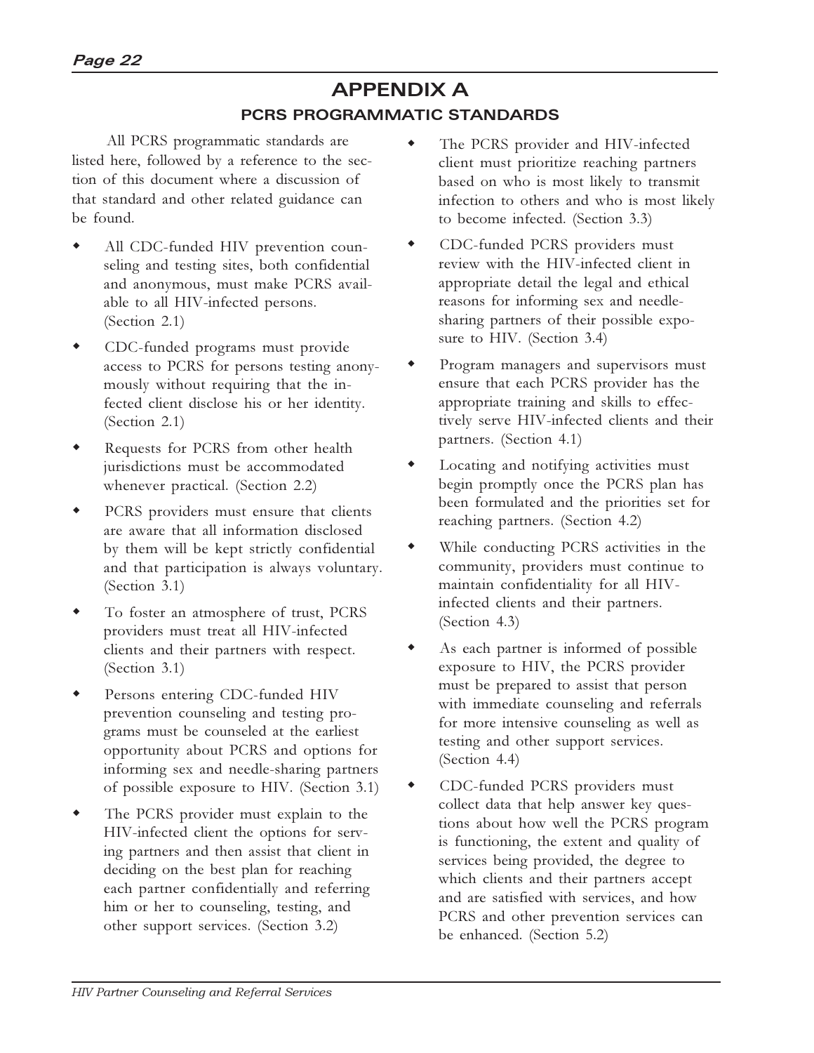# APPENDIX A

## PCRS PROGRAMMATIC STANDARDS

All PCRS programmatic standards are listed here, followed by a reference to the section of this document where a discussion of that standard and other related guidance can be found.

- All CDC-funded HIV prevention counseling and testing sites, both confidential and anonymous, must make PCRS available to all HIV-infected persons. (Section 2.1)
- CDC-funded programs must provide access to PCRS for persons testing anonymously without requiring that the infected client disclose his or her identity. (Section 2.1)
- Requests for PCRS from other health jurisdictions must be accommodated whenever practical. (Section 2.2)
- PCRS providers must ensure that clients are aware that all information disclosed by them will be kept strictly confidential and that participation is always voluntary. (Section 3.1)
- To foster an atmosphere of trust, PCRS providers must treat all HIV-infected clients and their partners with respect. (Section 3.1)
- Persons entering CDC-funded HIV prevention counseling and testing programs must be counseled at the earliest opportunity about PCRS and options for informing sex and needle-sharing partners of possible exposure to HIV. (Section 3.1)
- The PCRS provider must explain to the HIV-infected client the options for serving partners and then assist that client in deciding on the best plan for reaching each partner confidentially and referring him or her to counseling, testing, and other support services. (Section 3.2)
- The PCRS provider and HIV-infected client must prioritize reaching partners based on who is most likely to transmit infection to others and who is most likely to become infected. (Section 3.3)
- CDC-funded PCRS providers must review with the HIV-infected client in appropriate detail the legal and ethical reasons for informing sex and needle-sharing partners of their possible exposure to HIV. (Section 3.4)
- Program managers and supervisors must ensure that each PCRS provider has the appropriate training and skills to effectively serve HIV-infected clients and their partners. (Section 4.1)
- Locating and notifying activities must begin promptly once the PCRS plan has been formulated and the priorities set for reaching partners. (Section 4.2)
- While conducting PCRS activities in the community, providers must continue to maintain confidentiality for all HIV-infected clients and their partners. (Section 4.3)
- As each partner is informed of possible exposure to HIV, the PCRS provider must be prepared to assist that person with immediate counseling and referrals for more intensive counseling as well as testing and other support services. (Section 4.4)
- CDC-funded PCRS providers must collect data that help answer key questions about how well the PCRS program is functioning, the extent and quality of services being provided, the degree to which clients and their partners accept and are satisfied with services, and how PCRS and other prevention services can be enhanced. (Section 5.2)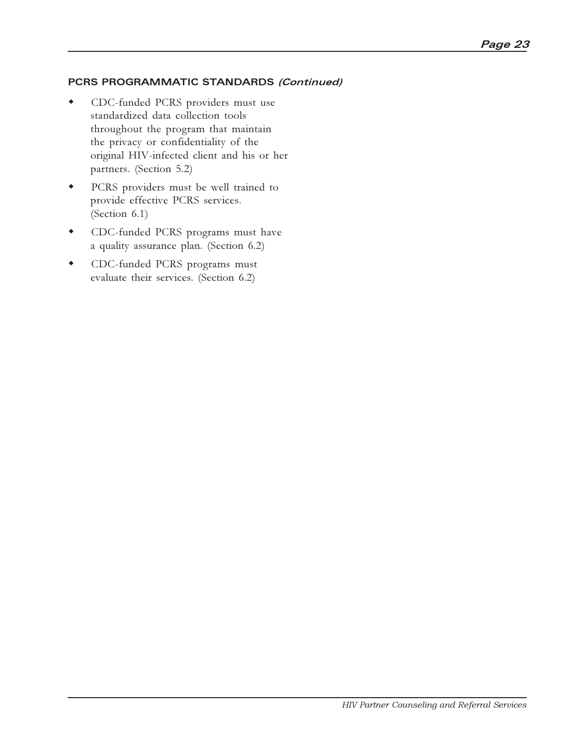### PCRS PROGRAMMATIC STANDARDS *(Continued)*

- CDC-funded PCRS providers must use standardized data collection tools throughout the program that maintain the privacy or confidentiality of the original HIV-infected client and his or her partners. (Section 5.2)
- PCRS providers must be well trained to provide effective PCRS services. (Section 6.1)
- CDC-funded PCRS programs must have a quality assurance plan. (Section 6.2)
- CDC-funded PCRS programs must evaluate their services. (Section 6.2)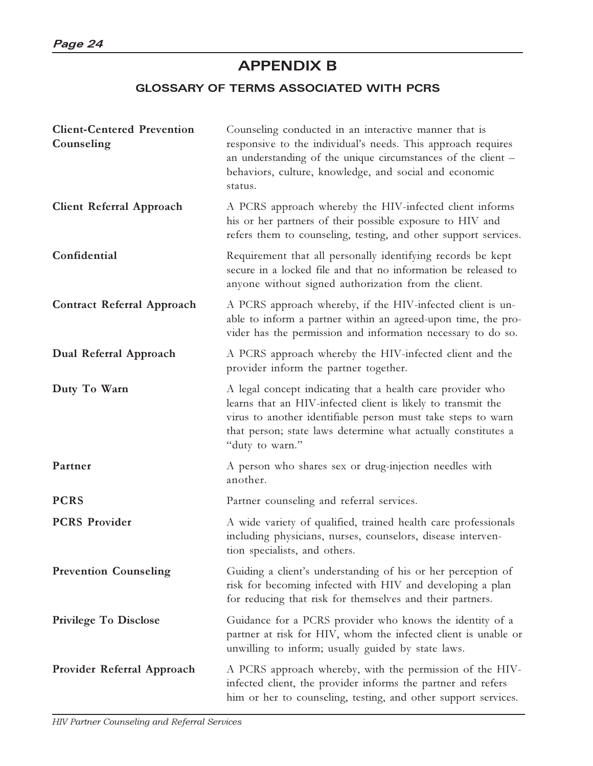# APPENDIX B

## GLOSSARY OF TERMS ASSOCIATED WITH PCRS

| | |
|---|---|
| **Client-Centered Prevention Counseling** | Counseling conducted in an interactive manner that is responsive to the individual's needs. This approach requires an understanding of the unique circumstances of the client – behaviors, culture, knowledge, and social and economic status. |
| **Client Referral Approach** | A PCRS approach whereby the HIV-infected client informs his or her partners of their possible exposure to HIV and refers them to counseling, testing, and other support services. |
| **Confidential** | Requirement that all personally identifying records be kept secure in a locked file and that no information be released to anyone without signed authorization from the client. |
| **Contract Referral Approach** | A PCRS approach whereby, if the HIV-infected client is unable to inform a partner within an agreed-upon time, the provider has the permission and information necessary to do so. |
| **Dual Referral Approach** | A PCRS approach whereby the HIV-infected client and the provider inform the partner together. |
| **Duty To Warn** | A legal concept indicating that a health care provider who learns that an HIV-infected client is likely to transmit the virus to another identifiable person must take steps to warn that person; state laws determine what actually constitutes a "duty to warn." |
| **Partner** | A person who shares sex or drug-injection needles with another. |
| **PCRS** | Partner counseling and referral services. |
| **PCRS Provider** | A wide variety of qualified, trained health care professionals including physicians, nurses, counselors, disease intervention specialists, and others. |
| **Prevention Counseling** | Guiding a client's understanding of his or her perception of risk for becoming infected with HIV and developing a plan for reducing that risk for themselves and their partners. |
| **Privilege To Disclose** | Guidance for a PCRS provider who knows the identity of a partner at risk for HIV, whom the infected client is unable or unwilling to inform; usually guided by state laws. |
| **Provider Referral Approach** | A PCRS approach whereby, with the permission of the HIV-infected client, the provider informs the partner and refers him or her to counseling, testing, and other support services. |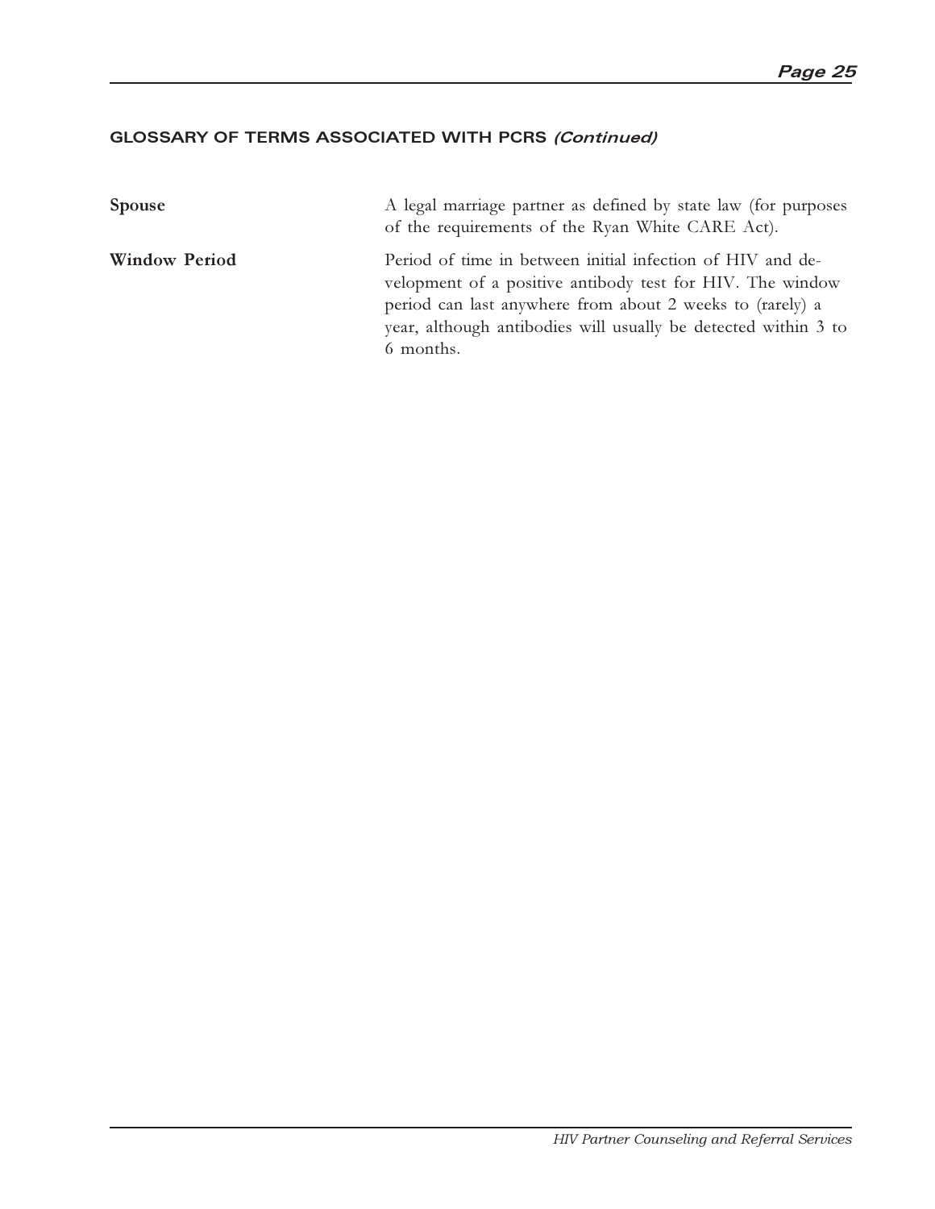## GLOSSARY OF TERMS ASSOCIATED WITH PCRS *(Continued)*

| | |
|---|---|
| **Spouse** | A legal marriage partner as defined by state law (for purposes of the requirements of the Ryan White CARE Act). |
| **Window Period** | Period of time in between initial infection of HIV and development of a positive antibody test for HIV. The window period can last anywhere from about 2 weeks to (rarely) a year, although antibodies will usually be detected within 3 to 6 months. |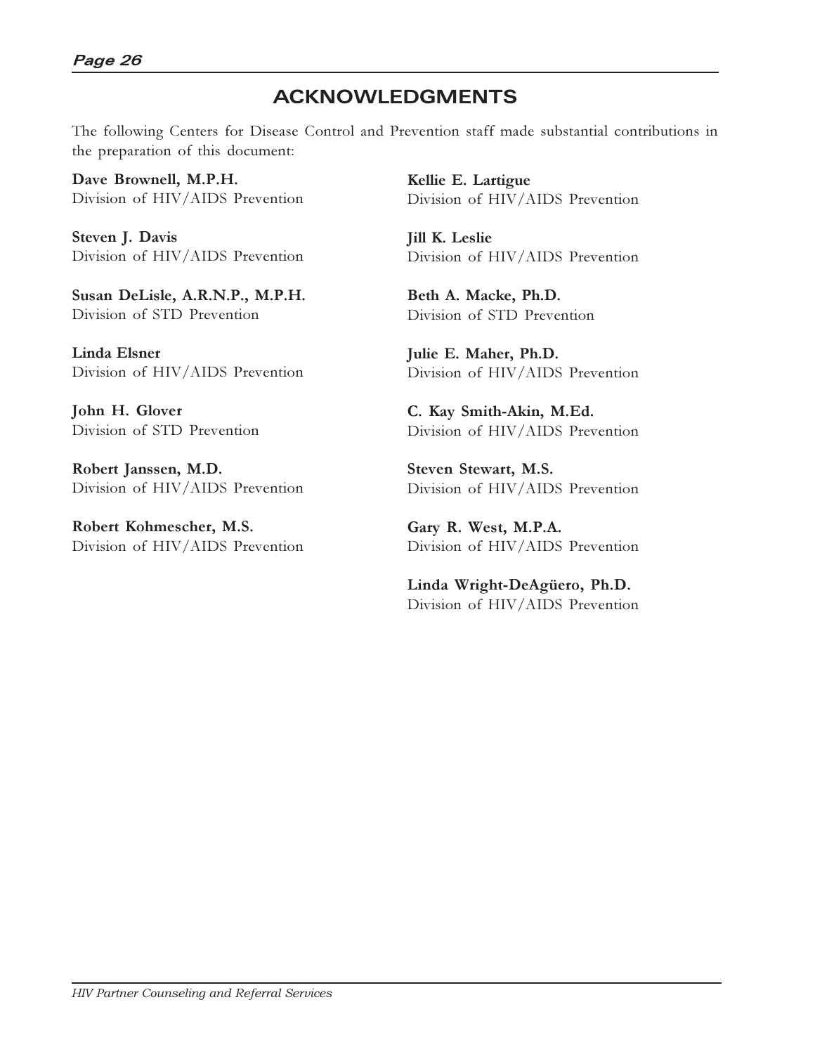## ACKNOWLEDGMENTS

The following Centers for Disease Control and Prevention staff made substantial contributions in the preparation of this document:

**Dave Brownell, M.P.H.**
Division of HIV/AIDS Prevention

**Steven J. Davis**
Division of HIV/AIDS Prevention

**Susan DeLisle, A.R.N.P., M.P.H.**
Division of STD Prevention

**Linda Elsner**
Division of HIV/AIDS Prevention

**John H. Glover**
Division of STD Prevention

**Robert Janssen, M.D.**
Division of HIV/AIDS Prevention

**Robert Kohmescher, M.S.**
Division of HIV/AIDS Prevention

**Kellie E. Lartigue**
Division of HIV/AIDS Prevention

**Jill K. Leslie**
Division of HIV/AIDS Prevention

**Beth A. Macke, Ph.D.**
Division of STD Prevention

**Julie E. Maher, Ph.D.**
Division of HIV/AIDS Prevention

**C. Kay Smith-Akin, M.Ed.**
Division of HIV/AIDS Prevention

**Steven Stewart, M.S.**
Division of HIV/AIDS Prevention

**Gary R. West, M.P.A.**
Division of HIV/AIDS Prevention

**Linda Wright-DeAgüero, Ph.D.**
Division of HIV/AIDS Prevention